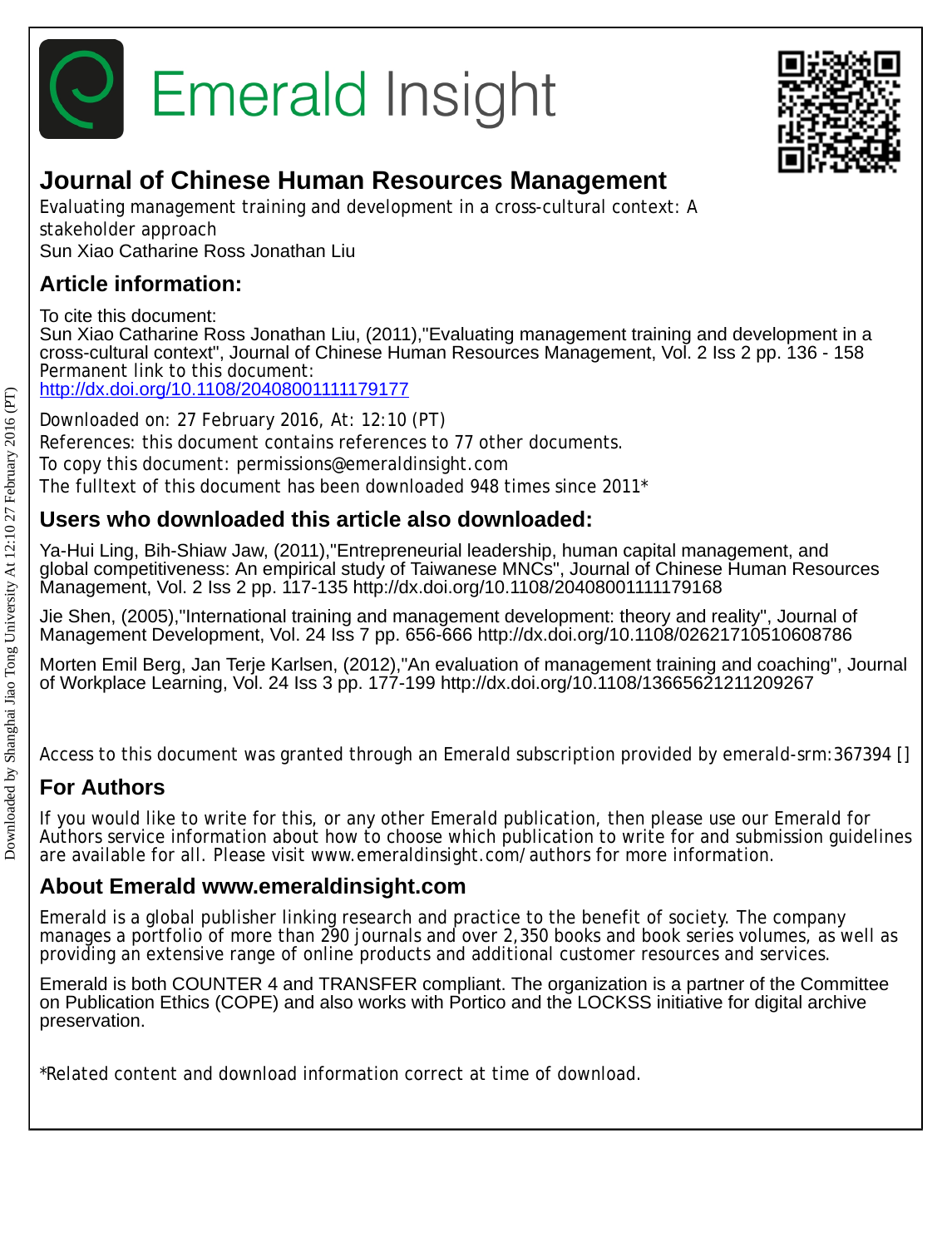Emerald Insight

# Journal of Chinese Human Resources Management

Evaluating management training and development in a cross-cultural context: A stakeholder approach

Sun Xiao Catharine Ross Jonathan Liu

## Article information:

To cite this document:
Sun Xiao Catharine Ross Jonathan Liu, (2011),"Evaluating management training and development in a cross-cultural context", Journal of Chinese Human Resources Management, Vol. 2 Iss 2 pp. 136 - 158
Permanent link to this document:
http://dx.doi.org/10.1108/20408001111179177

Downloaded on: 27 February 2016, At: 12:10 (PT)
References: this document contains references to 77 other documents.
To copy this document: permissions@emeraldinsight.com
The fulltext of this document has been downloaded 948 times since 2011*

## Users who downloaded this article also downloaded:

Ya-Hui Ling, Bih-Shiaw Jaw, (2011),"Entrepreneurial leadership, human capital management, and global competitiveness: An empirical study of Taiwanese MNCs", Journal of Chinese Human Resources Management, Vol. 2 Iss 2 pp. 117-135 http://dx.doi.org/10.1108/20408001111179168

Jie Shen, (2005),"International training and management development: theory and reality", Journal of Management Development, Vol. 24 Iss 7 pp. 656-666 http://dx.doi.org/10.1108/02621710510608786

Morten Emil Berg, Jan Terje Karlsen, (2012),"An evaluation of management training and coaching", Journal of Workplace Learning, Vol. 24 Iss 3 pp. 177-199 http://dx.doi.org/10.1108/13665621211209267

Access to this document was granted through an Emerald subscription provided by emerald-srm:367394 []

## For Authors

If you would like to write for this, or any other Emerald publication, then please use our Emerald for Authors service information about how to choose which publication to write for and submission guidelines are available for all. Please visit www.emeraldinsight.com/authors for more information.

## About Emerald www.emeraldinsight.com

Emerald is a global publisher linking research and practice to the benefit of society. The company manages a portfolio of more than 290 journals and over 2,350 books and book series volumes, as well as providing an extensive range of online products and additional customer resources and services.

Emerald is both COUNTER 4 and TRANSFER compliant. The organization is a partner of the Committee on Publication Ethics (COPE) and also works with Portico and the LOCKSS initiative for digital archive preservation.

*Related content and download information correct at time of download.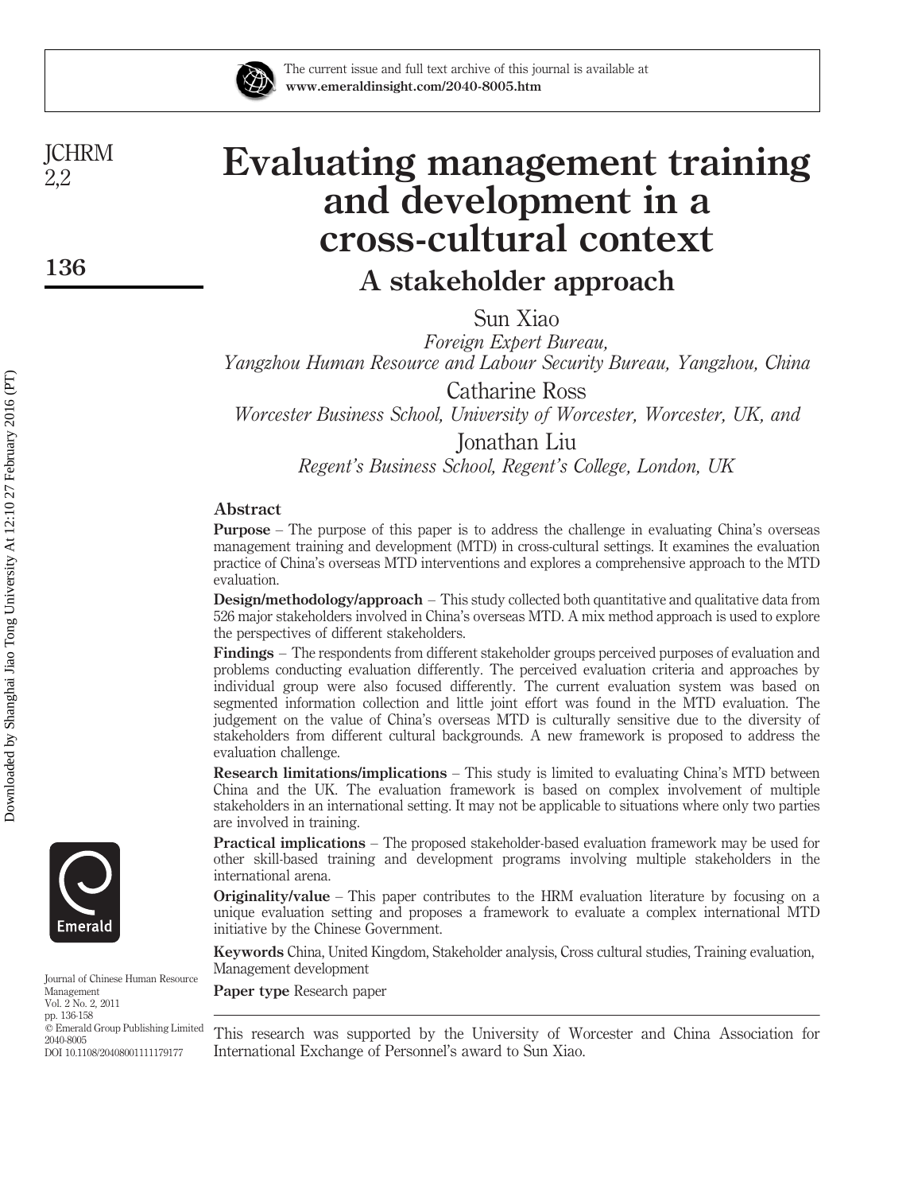# Evaluating management training and development in a cross-cultural context

## A stakeholder approach

Sun Xiao

*Foreign Expert Bureau, Yangzhou Human Resource and Labour Security Bureau, Yangzhou, China*

Catharine Ross

*Worcester Business School, University of Worcester, Worcester, UK, and*

Jonathan Liu

*Regent's Business School, Regent's College, London, UK*

### Abstract

**Purpose** – The purpose of this paper is to address the challenge in evaluating China's overseas management training and development (MTD) in cross-cultural settings. It examines the evaluation practice of China's overseas MTD interventions and explores a comprehensive approach to the MTD evaluation.

**Design/methodology/approach** – This study collected both quantitative and qualitative data from 526 major stakeholders involved in China's overseas MTD. A mix method approach is used to explore the perspectives of different stakeholders.

**Findings** – The respondents from different stakeholder groups perceived purposes of evaluation and problems conducting evaluation differently. The perceived evaluation criteria and approaches by individual group were also focused differently. The current evaluation system was based on segmented information collection and little joint effort was found in the MTD evaluation. The judgement on the value of China's overseas MTD is culturally sensitive due to the diversity of stakeholders from different cultural backgrounds. A new framework is proposed to address the evaluation challenge.

**Research limitations/implications** – This study is limited to evaluating China's MTD between China and the UK. The evaluation framework is based on complex involvement of multiple stakeholders in an international setting. It may not be applicable to situations where only two parties are involved in training.

**Practical implications** – The proposed stakeholder-based evaluation framework may be used for other skill-based training and development programs involving multiple stakeholders in the international arena.

**Originality/value** – This paper contributes to the HRM evaluation literature by focusing on a unique evaluation setting and proposes a framework to evaluate a complex international MTD initiative by the Chinese Government.

**Keywords** China, United Kingdom, Stakeholder analysis, Cross cultural studies, Training evaluation, Management development

**Paper type** Research paper

This research was supported by the University of Worcester and China Association for International Exchange of Personnel's award to Sun Xiao.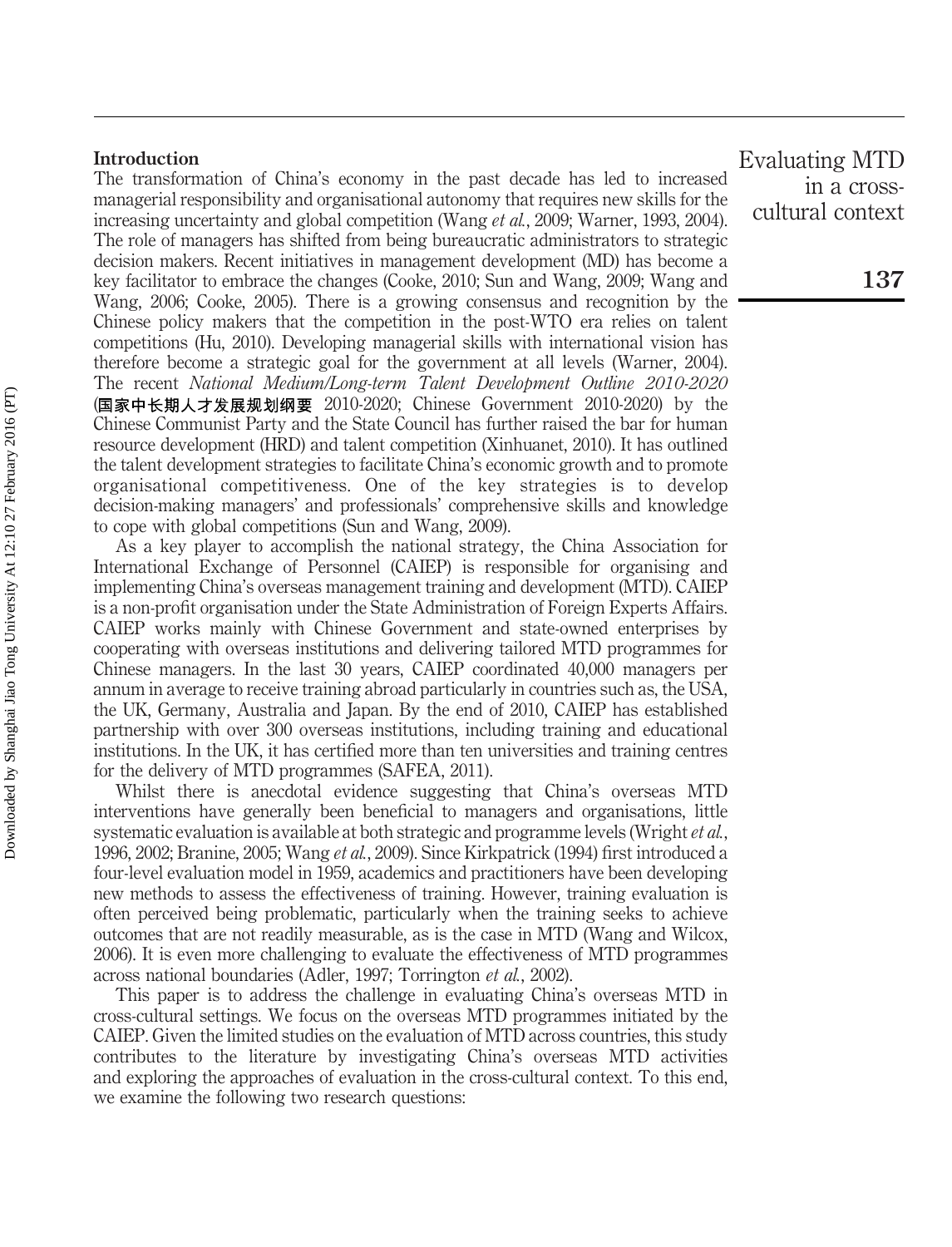## Introduction

The transformation of China's economy in the past decade has led to increased managerial responsibility and organisational autonomy that requires new skills for the increasing uncertainty and global competition (Wang *et al.*, 2009; Warner, 1993, 2004). The role of managers has shifted from being bureaucratic administrators to strategic decision makers. Recent initiatives in management development (MD) has become a key facilitator to embrace the changes (Cooke, 2010; Sun and Wang, 2009; Wang and Wang, 2006; Cooke, 2005). There is a growing consensus and recognition by the Chinese policy makers that the competition in the post-WTO era relies on talent competitions (Hu, 2010). Developing managerial skills with international vision has therefore become a strategic goal for the government at all levels (Warner, 2004). The recent *National Medium/Long-term Talent Development Outline 2010-2020* (**国家中长期人才发展规划纲要** 2010-2020; Chinese Government 2010-2020) by the Chinese Communist Party and the State Council has further raised the bar for human resource development (HRD) and talent competition (Xinhuanet, 2010). It has outlined the talent development strategies to facilitate China's economic growth and to promote organisational competitiveness. One of the key strategies is to develop decision-making managers' and professionals' comprehensive skills and knowledge to cope with global competitions (Sun and Wang, 2009).

As a key player to accomplish the national strategy, the China Association for International Exchange of Personnel (CAIEP) is responsible for organising and implementing China's overseas management training and development (MTD). CAIEP is a non-profit organisation under the State Administration of Foreign Experts Affairs. CAIEP works mainly with Chinese Government and state-owned enterprises by cooperating with overseas institutions and delivering tailored MTD programmes for Chinese managers. In the last 30 years, CAIEP coordinated 40,000 managers per annum in average to receive training abroad particularly in countries such as, the USA, the UK, Germany, Australia and Japan. By the end of 2010, CAIEP has established partnership with over 300 overseas institutions, including training and educational institutions. In the UK, it has certified more than ten universities and training centres for the delivery of MTD programmes (SAFEA, 2011).

Whilst there is anecdotal evidence suggesting that China's overseas MTD interventions have generally been beneficial to managers and organisations, little systematic evaluation is available at both strategic and programme levels (Wright *et al.*, 1996, 2002; Branine, 2005; Wang *et al.*, 2009). Since Kirkpatrick (1994) first introduced a four-level evaluation model in 1959, academics and practitioners have been developing new methods to assess the effectiveness of training. However, training evaluation is often perceived being problematic, particularly when the training seeks to achieve outcomes that are not readily measurable, as is the case in MTD (Wang and Wilcox, 2006). It is even more challenging to evaluate the effectiveness of MTD programmes across national boundaries (Adler, 1997; Torrington *et al.*, 2002).

This paper is to address the challenge in evaluating China's overseas MTD in cross-cultural settings. We focus on the overseas MTD programmes initiated by the CAIEP. Given the limited studies on the evaluation of MTD across countries, this study contributes to the literature by investigating China's overseas MTD activities and exploring the approaches of evaluation in the cross-cultural context. To this end, we examine the following two research questions: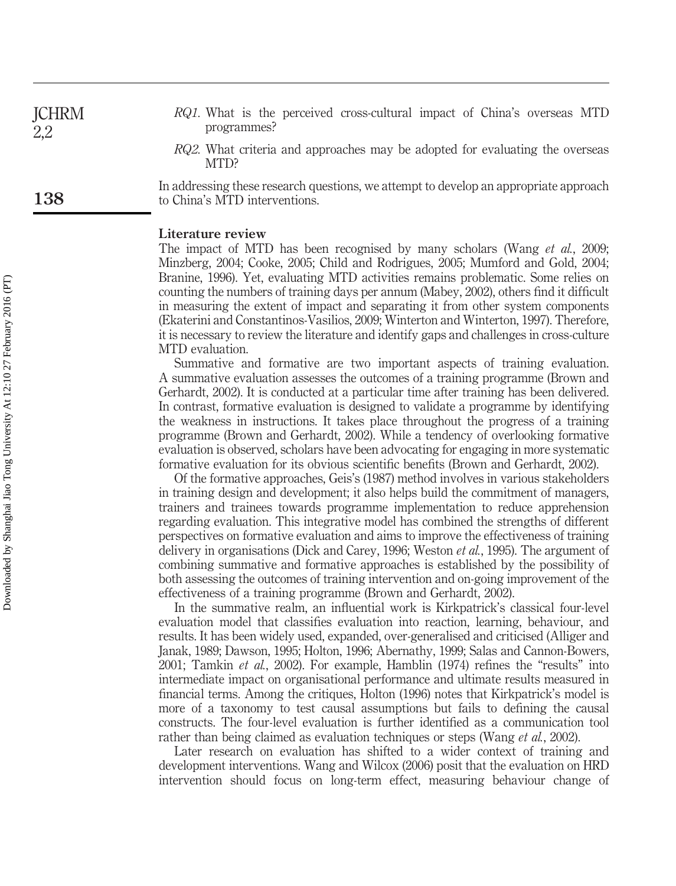*RQ1*. What is the perceived cross-cultural impact of China's overseas MTD programmes?

*RQ2*. What criteria and approaches may be adopted for evaluating the overseas MTD?

In addressing these research questions, we attempt to develop an appropriate approach to China's MTD interventions.

## Literature review

The impact of MTD has been recognised by many scholars (Wang *et al.*, 2009; Minzberg, 2004; Cooke, 2005; Child and Rodrigues, 2005; Mumford and Gold, 2004; Branine, 1996). Yet, evaluating MTD activities remains problematic. Some relies on counting the numbers of training days per annum (Mabey, 2002), others find it difficult in measuring the extent of impact and separating it from other system components (Ekaterini and Constantinos-Vasilios, 2009; Winterton and Winterton, 1997). Therefore, it is necessary to review the literature and identify gaps and challenges in cross-culture MTD evaluation.

Summative and formative are two important aspects of training evaluation. A summative evaluation assesses the outcomes of a training programme (Brown and Gerhardt, 2002). It is conducted at a particular time after training has been delivered. In contrast, formative evaluation is designed to validate a programme by identifying the weakness in instructions. It takes place throughout the progress of a training programme (Brown and Gerhardt, 2002). While a tendency of overlooking formative evaluation is observed, scholars have been advocating for engaging in more systematic formative evaluation for its obvious scientific benefits (Brown and Gerhardt, 2002).

Of the formative approaches, Geis's (1987) method involves in various stakeholders in training design and development; it also helps build the commitment of managers, trainers and trainees towards programme implementation to reduce apprehension regarding evaluation. This integrative model has combined the strengths of different perspectives on formative evaluation and aims to improve the effectiveness of training delivery in organisations (Dick and Carey, 1996; Weston *et al.*, 1995). The argument of combining summative and formative approaches is established by the possibility of both assessing the outcomes of training intervention and on-going improvement of the effectiveness of a training programme (Brown and Gerhardt, 2002).

In the summative realm, an influential work is Kirkpatrick's classical four-level evaluation model that classifies evaluation into reaction, learning, behaviour, and results. It has been widely used, expanded, over-generalised and criticised (Alliger and Janak, 1989; Dawson, 1995; Holton, 1996; Abernathy, 1999; Salas and Cannon-Bowers, 2001; Tamkin *et al.*, 2002). For example, Hamblin (1974) refines the "results" into intermediate impact on organisational performance and ultimate results measured in financial terms. Among the critiques, Holton (1996) notes that Kirkpatrick's model is more of a taxonomy to test causal assumptions but fails to defining the causal constructs. The four-level evaluation is further identified as a communication tool rather than being claimed as evaluation techniques or steps (Wang *et al.*, 2002).

Later research on evaluation has shifted to a wider context of training and development interventions. Wang and Wilcox (2006) posit that the evaluation on HRD intervention should focus on long-term effect, measuring behaviour change of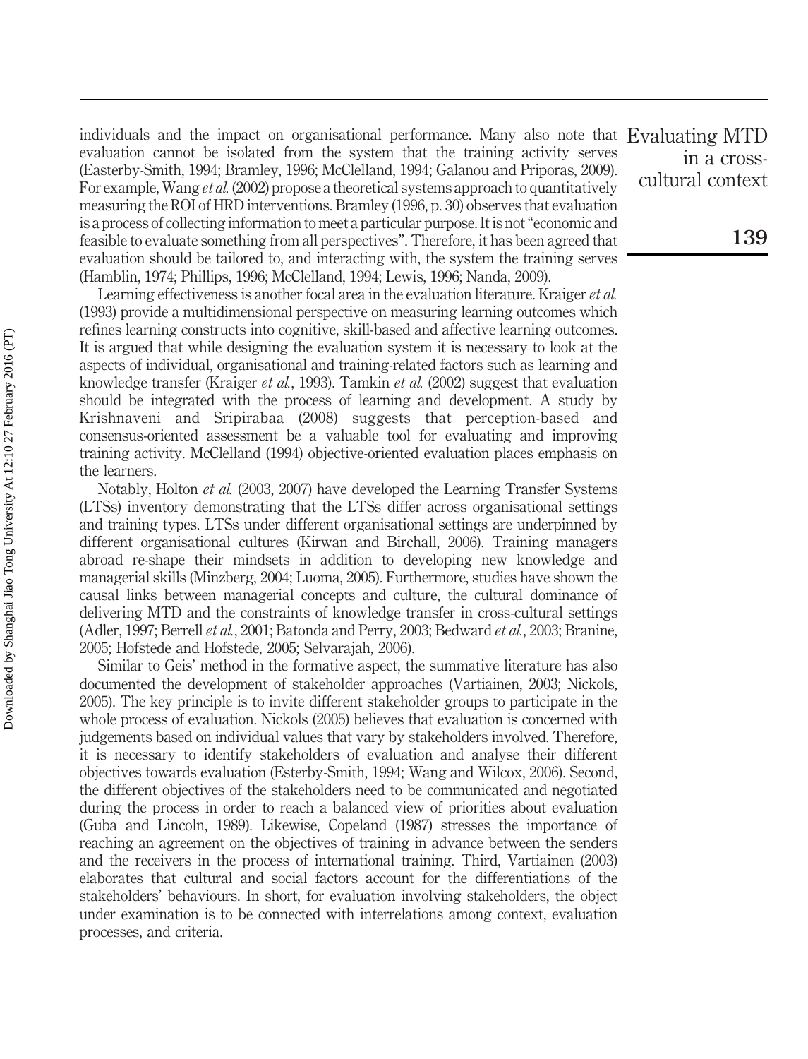individuals and the impact on organisational performance. Many also note that evaluation cannot be isolated from the system that the training activity serves (Easterby-Smith, 1994; Bramley, 1996; McClelland, 1994; Galanou and Priporas, 2009). For example, Wang *et al.* (2002) propose a theoretical systems approach to quantitatively measuring the ROI of HRD interventions. Bramley (1996, p. 30) observes that evaluation is a process of collecting information to meet a particular purpose. It is not "economic and feasible to evaluate something from all perspectives". Therefore, it has been agreed that evaluation should be tailored to, and interacting with, the system the training serves (Hamblin, 1974; Phillips, 1996; McClelland, 1994; Lewis, 1996; Nanda, 2009).

Learning effectiveness is another focal area in the evaluation literature. Kraiger *et al.* (1993) provide a multidimensional perspective on measuring learning outcomes which refines learning constructs into cognitive, skill-based and affective learning outcomes. It is argued that while designing the evaluation system it is necessary to look at the aspects of individual, organisational and training-related factors such as learning and knowledge transfer (Kraiger *et al.*, 1993). Tamkin *et al.* (2002) suggest that evaluation should be integrated with the process of learning and development. A study by Krishnaveni and Sripirabaa (2008) suggests that perception-based and consensus-oriented assessment be a valuable tool for evaluating and improving training activity. McClelland (1994) objective-oriented evaluation places emphasis on the learners.

Notably, Holton *et al.* (2003, 2007) have developed the Learning Transfer Systems (LTSs) inventory demonstrating that the LTSs differ across organisational settings and training types. LTSs under different organisational settings are underpinned by different organisational cultures (Kirwan and Birchall, 2006). Training managers abroad re-shape their mindsets in addition to developing new knowledge and managerial skills (Minzberg, 2004; Luoma, 2005). Furthermore, studies have shown the causal links between managerial concepts and culture, the cultural dominance of delivering MTD and the constraints of knowledge transfer in cross-cultural settings (Adler, 1997; Berrell *et al.*, 2001; Batonda and Perry, 2003; Bedward *et al.*, 2003; Branine, 2005; Hofstede and Hofstede, 2005; Selvarajah, 2006).

Similar to Geis' method in the formative aspect, the summative literature has also documented the development of stakeholder approaches (Vartiainen, 2003; Nickols, 2005). The key principle is to invite different stakeholder groups to participate in the whole process of evaluation. Nickols (2005) believes that evaluation is concerned with judgements based on individual values that vary by stakeholders involved. Therefore, it is necessary to identify stakeholders of evaluation and analyse their different objectives towards evaluation (Esterby-Smith, 1994; Wang and Wilcox, 2006). Second, the different objectives of the stakeholders need to be communicated and negotiated during the process in order to reach a balanced view of priorities about evaluation (Guba and Lincoln, 1989). Likewise, Copeland (1987) stresses the importance of reaching an agreement on the objectives of training in advance between the senders and the receivers in the process of international training. Third, Vartiainen (2003) elaborates that cultural and social factors account for the differentiations of the stakeholders' behaviours. In short, for evaluation involving stakeholders, the object under examination is to be connected with interrelations among context, evaluation processes, and criteria.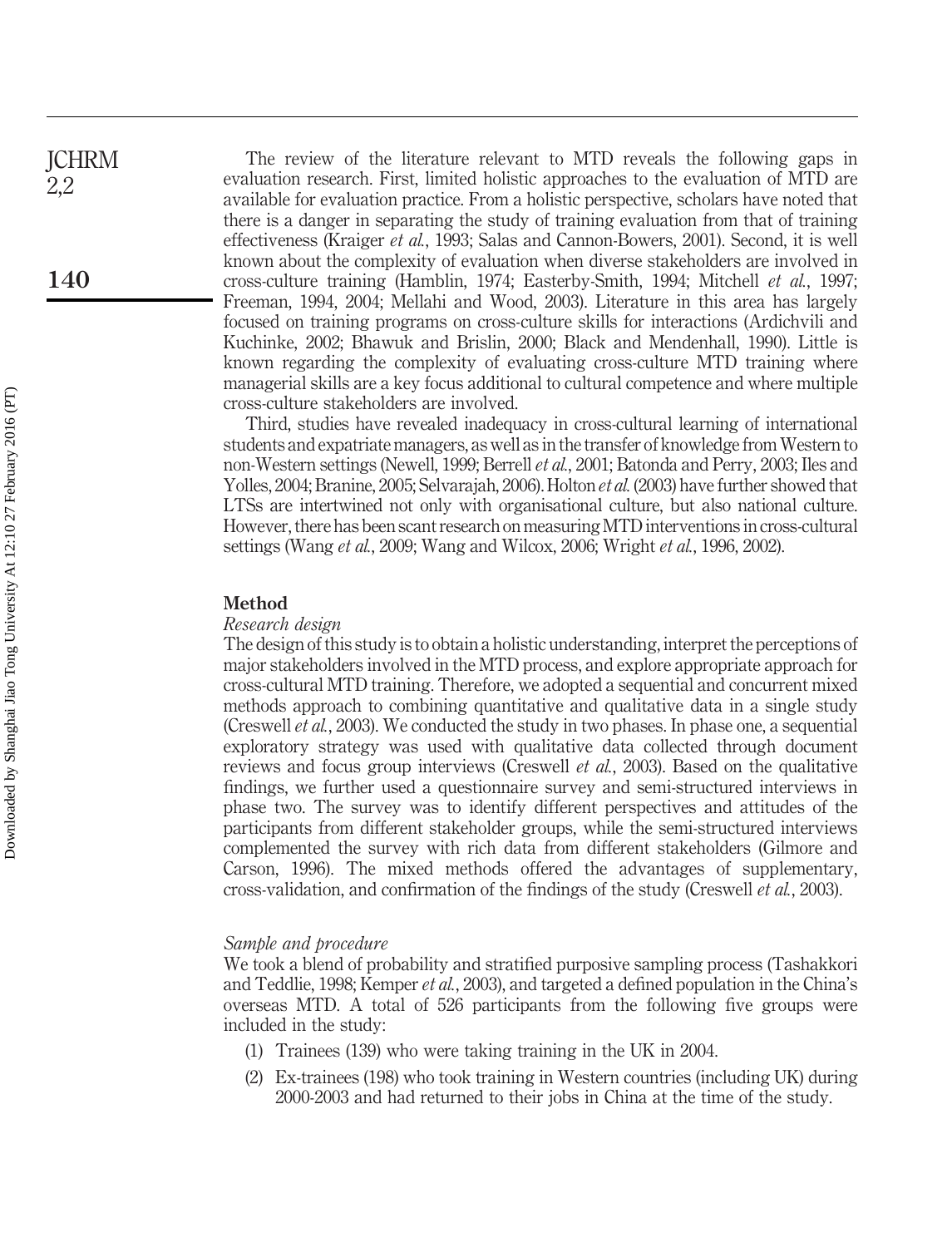The review of the literature relevant to MTD reveals the following gaps in evaluation research. First, limited holistic approaches to the evaluation of MTD are available for evaluation practice. From a holistic perspective, scholars have noted that there is a danger in separating the study of training evaluation from that of training effectiveness (Kraiger *et al.*, 1993; Salas and Cannon-Bowers, 2001). Second, it is well known about the complexity of evaluation when diverse stakeholders are involved in cross-culture training (Hamblin, 1974; Easterby-Smith, 1994; Mitchell *et al.*, 1997; Freeman, 1994, 2004; Mellahi and Wood, 2003). Literature in this area has largely focused on training programs on cross-culture skills for interactions (Ardichvili and Kuchinke, 2002; Bhawuk and Brislin, 2000; Black and Mendenhall, 1990). Little is known regarding the complexity of evaluating cross-culture MTD training where managerial skills are a key focus additional to cultural competence and where multiple cross-culture stakeholders are involved.

Third, studies have revealed inadequacy in cross-cultural learning of international students and expatriate managers, as well as in the transfer of knowledge from Western to non-Western settings (Newell, 1999; Berrell *et al.*, 2001; Batonda and Perry, 2003; Iles and Yolles, 2004; Branine, 2005; Selvarajah, 2006). Holton *et al.* (2003) have further showed that LTSs are intertwined not only with organisational culture, but also national culture. However, there has been scant research on measuring MTD interventions in cross-cultural settings (Wang *et al.*, 2009; Wang and Wilcox, 2006; Wright *et al.*, 1996, 2002).

## Method

### *Research design*

The design of this study is to obtain a holistic understanding, interpret the perceptions of major stakeholders involved in the MTD process, and explore appropriate approach for cross-cultural MTD training. Therefore, we adopted a sequential and concurrent mixed methods approach to combining quantitative and qualitative data in a single study (Creswell *et al.*, 2003). We conducted the study in two phases. In phase one, a sequential exploratory strategy was used with qualitative data collected through document reviews and focus group interviews (Creswell *et al.*, 2003). Based on the qualitative findings, we further used a questionnaire survey and semi-structured interviews in phase two. The survey was to identify different perspectives and attitudes of the participants from different stakeholder groups, while the semi-structured interviews complemented the survey with rich data from different stakeholders (Gilmore and Carson, 1996). The mixed methods offered the advantages of supplementary, cross-validation, and confirmation of the findings of the study (Creswell *et al.*, 2003).

### *Sample and procedure*

We took a blend of probability and stratified purposive sampling process (Tashakkori and Teddlie, 1998; Kemper *et al.*, 2003), and targeted a defined population in the China's overseas MTD. A total of 526 participants from the following five groups were included in the study:

(1) Trainees (139) who were taking training in the UK in 2004.

(2) Ex-trainees (198) who took training in Western countries (including UK) during 2000-2003 and had returned to their jobs in China at the time of the study.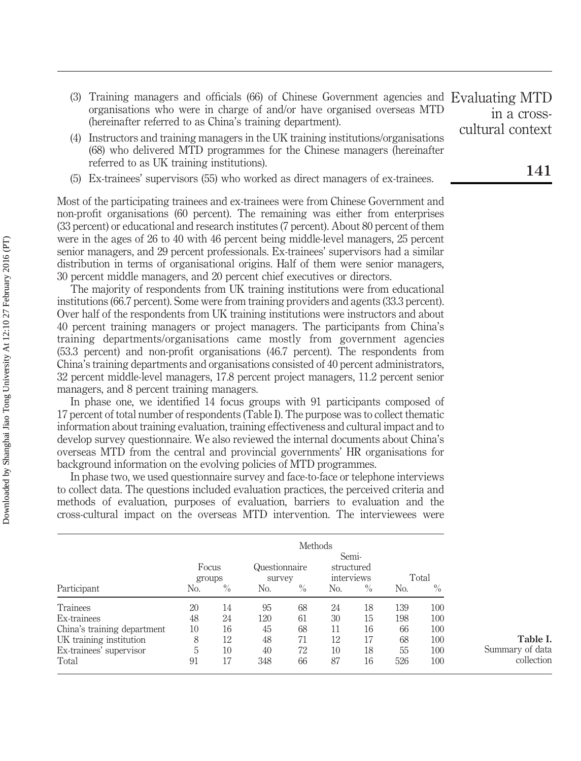(3) Training managers and officials (66) of Chinese Government agencies and organisations who were in charge of and/or have organised overseas MTD (hereinafter referred to as China's training department).

(4) Instructors and training managers in the UK training institutions/organisations (68) who delivered MTD programmes for the Chinese managers (hereinafter referred to as UK training institutions).

(5) Ex-trainees' supervisors (55) who worked as direct managers of ex-trainees.

Most of the participating trainees and ex-trainees were from Chinese Government and non-profit organisations (60 percent). The remaining was either from enterprises (33 percent) or educational and research institutes (7 percent). About 80 percent of them were in the ages of 26 to 40 with 46 percent being middle-level managers, 25 percent senior managers, and 29 percent professionals. Ex-trainees' supervisors had a similar distribution in terms of organisational origins. Half of them were senior managers, 30 percent middle managers, and 20 percent chief executives or directors.

The majority of respondents from UK training institutions were from educational institutions (66.7 percent). Some were from training providers and agents (33.3 percent). Over half of the respondents from UK training institutions were instructors and about 40 percent training managers or project managers. The participants from China's training departments/organisations came mostly from government agencies (53.3 percent) and non-profit organisations (46.7 percent). The respondents from China's training departments and organisations consisted of 40 percent administrators, 32 percent middle-level managers, 17.8 percent project managers, 11.2 percent senior managers, and 8 percent training managers.

In phase one, we identified 14 focus groups with 91 participants composed of 17 percent of total number of respondents (Table I). The purpose was to collect thematic information about training evaluation, training effectiveness and cultural impact and to develop survey questionnaire. We also reviewed the internal documents about China's overseas MTD from the central and provincial governments' HR organisations for background information on the evolving policies of MTD programmes.

In phase two, we used questionnaire survey and face-to-face or telephone interviews to collect data. The questions included evaluation practices, the perceived criteria and methods of evaluation, purposes of evaluation, barriers to evaluation and the cross-cultural impact on the overseas MTD intervention. The interviewees were

**Table I.** Summary of data collection

| | Methods | | | | | | | |
|---|---|---|---|---|---|---|---|---|
| | Focus groups | | Questionnaire survey | | Semi-structured interviews | | Total | |
| Participant | No. | % | No. | % | No. | % | No. | % |
| Trainees | 20 | 14 | 95 | 68 | 24 | 18 | 139 | 100 |
| Ex-trainees | 48 | 24 | 120 | 61 | 30 | 15 | 198 | 100 |
| China's training department | 10 | 16 | 45 | 68 | 11 | 16 | 66 | 100 |
| UK training institution | 8 | 12 | 48 | 71 | 12 | 17 | 68 | 100 |
| Ex-trainees' supervisor | 5 | 10 | 40 | 72 | 10 | 18 | 55 | 100 |
| Total | 91 | 17 | 348 | 66 | 87 | 16 | 526 | 100 |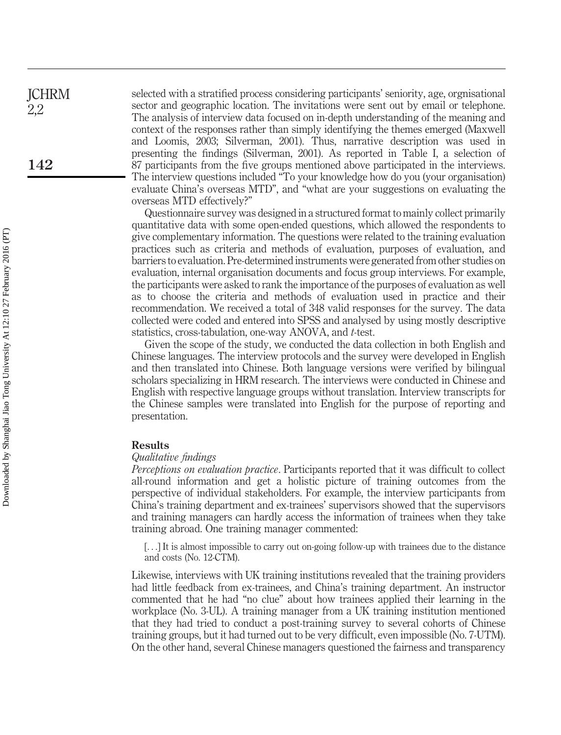selected with a stratified process considering participants' seniority, age, orgnisational sector and geographic location. The invitations were sent out by email or telephone. The analysis of interview data focused on in-depth understanding of the meaning and context of the responses rather than simply identifying the themes emerged (Maxwell and Loomis, 2003; Silverman, 2001). Thus, narrative description was used in presenting the findings (Silverman, 2001). As reported in Table I, a selection of 87 participants from the five groups mentioned above participated in the interviews. The interview questions included "To your knowledge how do you (your organisation) evaluate China's overseas MTD", and "what are your suggestions on evaluating the overseas MTD effectively?"

Questionnaire survey was designed in a structured format to mainly collect primarily quantitative data with some open-ended questions, which allowed the respondents to give complementary information. The questions were related to the training evaluation practices such as criteria and methods of evaluation, purposes of evaluation, and barriers to evaluation. Pre-determined instruments were generated from other studies on evaluation, internal organisation documents and focus group interviews. For example, the participants were asked to rank the importance of the purposes of evaluation as well as to choose the criteria and methods of evaluation used in practice and their recommendation. We received a total of 348 valid responses for the survey. The data collected were coded and entered into SPSS and analysed by using mostly descriptive statistics, cross-tabulation, one-way ANOVA, and *t*-test.

Given the scope of the study, we conducted the data collection in both English and Chinese languages. The interview protocols and the survey were developed in English and then translated into Chinese. Both language versions were verified by bilingual scholars specializing in HRM research. The interviews were conducted in Chinese and English with respective language groups without translation. Interview transcripts for the Chinese samples were translated into English for the purpose of reporting and presentation.

## Results

### *Qualitative findings*

*Perceptions on evaluation practice*. Participants reported that it was difficult to collect all-round information and get a holistic picture of training outcomes from the perspective of individual stakeholders. For example, the interview participants from China's training department and ex-trainees' supervisors showed that the supervisors and training managers can hardly access the information of trainees when they take training abroad. One training manager commented:

> [...] It is almost impossible to carry out on-going follow-up with trainees due to the distance and costs (No. 12-CTM).

Likewise, interviews with UK training institutions revealed that the training providers had little feedback from ex-trainees, and China's training department. An instructor commented that he had "no clue" about how trainees applied their learning in the workplace (No. 3-UL). A training manager from a UK training institution mentioned that they had tried to conduct a post-training survey to several cohorts of Chinese training groups, but it had turned out to be very difficult, even impossible (No. 7-UTM). On the other hand, several Chinese managers questioned the fairness and transparency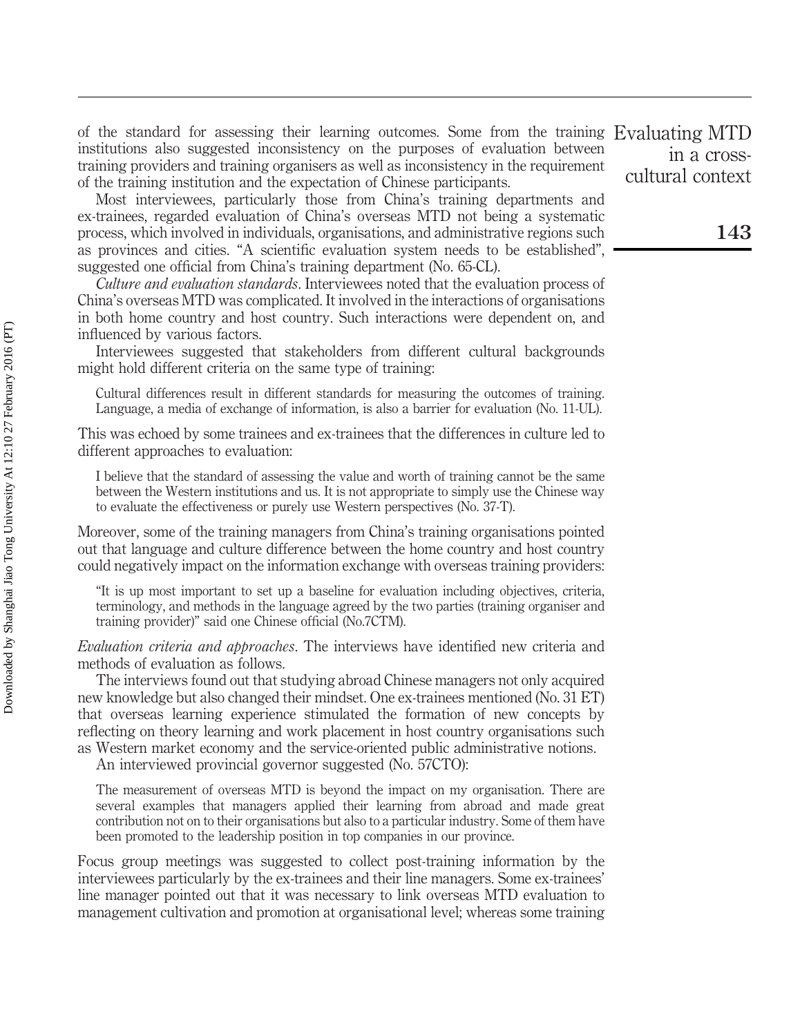of the standard for assessing their learning outcomes. Some from the training institutions also suggested inconsistency on the purposes of evaluation between training providers and training organisers as well as inconsistency in the requirement of the training institution and the expectation of Chinese participants.

Most interviewees, particularly those from China's training departments and ex-trainees, regarded evaluation of China's overseas MTD not being a systematic process, which involved in individuals, organisations, and administrative regions such as provinces and cities. "A scientific evaluation system needs to be established", suggested one official from China's training department (No. 65-CL).

*Culture and evaluation standards*. Interviewees noted that the evaluation process of China's overseas MTD was complicated. It involved in the interactions of organisations in both home country and host country. Such interactions were dependent on, and influenced by various factors.

Interviewees suggested that stakeholders from different cultural backgrounds might hold different criteria on the same type of training:

> Cultural differences result in different standards for measuring the outcomes of training. Language, a media of exchange of information, is also a barrier for evaluation (No. 11-UL).

This was echoed by some trainees and ex-trainees that the differences in culture led to different approaches to evaluation:

> I believe that the standard of assessing the value and worth of training cannot be the same between the Western institutions and us. It is not appropriate to simply use the Chinese way to evaluate the effectiveness or purely use Western perspectives (No. 37-T).

Moreover, some of the training managers from China's training organisations pointed out that language and culture difference between the home country and host country could negatively impact on the information exchange with overseas training providers:

> "It is up most important to set up a baseline for evaluation including objectives, criteria, terminology, and methods in the language agreed by the two parties (training organiser and training provider)" said one Chinese official (No.7CTM).

*Evaluation criteria and approaches*. The interviews have identified new criteria and methods of evaluation as follows.

The interviews found out that studying abroad Chinese managers not only acquired new knowledge but also changed their mindset. One ex-trainees mentioned (No. 31 ET) that overseas learning experience stimulated the formation of new concepts by reflecting on theory learning and work placement in host country organisations such as Western market economy and the service-oriented public administrative notions.

An interviewed provincial governor suggested (No. 57CTO):

> The measurement of overseas MTD is beyond the impact on my organisation. There are several examples that managers applied their learning from abroad and made great contribution not on to their organisations but also to a particular industry. Some of them have been promoted to the leadership position in top companies in our province.

Focus group meetings was suggested to collect post-training information by the interviewees particularly by the ex-trainees and their line managers. Some ex-trainees' line manager pointed out that it was necessary to link overseas MTD evaluation to management cultivation and promotion at organisational level; whereas some training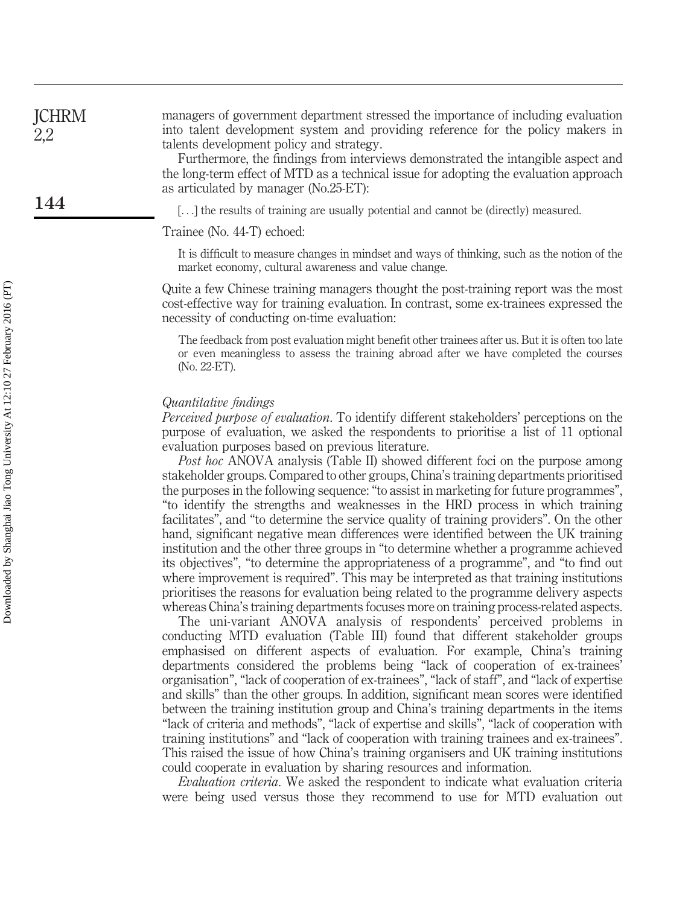managers of government department stressed the importance of including evaluation into talent development system and providing reference for the policy makers in talents development policy and strategy.

Furthermore, the findings from interviews demonstrated the intangible aspect and the long-term effect of MTD as a technical issue for adopting the evaluation approach as articulated by manager (No.25-ET):

> [. . .] the results of training are usually potential and cannot be (directly) measured.

Trainee (No. 44-T) echoed:

> It is difficult to measure changes in mindset and ways of thinking, such as the notion of the market economy, cultural awareness and value change.

Quite a few Chinese training managers thought the post-training report was the most cost-effective way for training evaluation. In contrast, some ex-trainees expressed the necessity of conducting on-time evaluation:

> The feedback from post evaluation might benefit other trainees after us. But it is often too late or even meaningless to assess the training abroad after we have completed the courses (No. 22-ET).

### *Quantitative findings*

*Perceived purpose of evaluation.* To identify different stakeholders' perceptions on the purpose of evaluation, we asked the respondents to prioritise a list of 11 optional evaluation purposes based on previous literature.

*Post hoc* ANOVA analysis (Table II) showed different foci on the purpose among stakeholder groups. Compared to other groups, China's training departments prioritised the purposes in the following sequence: "to assist in marketing for future programmes", "to identify the strengths and weaknesses in the HRD process in which training facilitates", and "to determine the service quality of training providers". On the other hand, significant negative mean differences were identified between the UK training institution and the other three groups in "to determine whether a programme achieved its objectives", "to determine the appropriateness of a programme", and "to find out where improvement is required". This may be interpreted as that training institutions prioritises the reasons for evaluation being related to the programme delivery aspects whereas China's training departments focuses more on training process-related aspects.

The uni-variant ANOVA analysis of respondents' perceived problems in conducting MTD evaluation (Table III) found that different stakeholder groups emphasised on different aspects of evaluation. For example, China's training departments considered the problems being "lack of cooperation of ex-trainees' organisation", "lack of cooperation of ex-trainees", "lack of staff", and "lack of expertise and skills" than the other groups. In addition, significant mean scores were identified between the training institution group and China's training departments in the items "lack of criteria and methods", "lack of expertise and skills", "lack of cooperation with training institutions" and "lack of cooperation with training trainees and ex-trainees". This raised the issue of how China's training organisers and UK training institutions could cooperate in evaluation by sharing resources and information.

*Evaluation criteria.* We asked the respondent to indicate what evaluation criteria were being used versus those they recommend to use for MTD evaluation out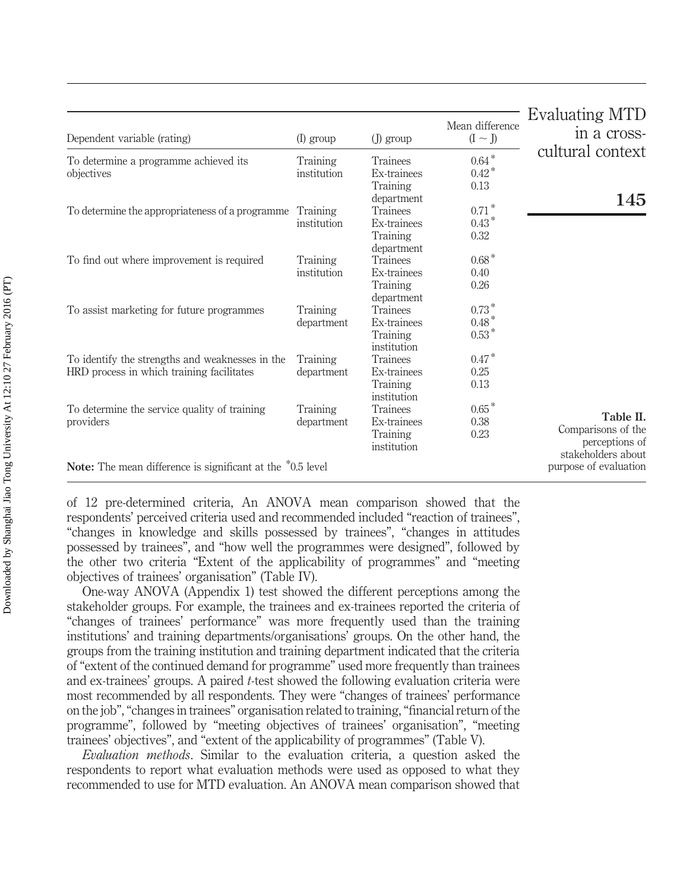| Dependent variable (rating) | (I) group | (J) group | Mean difference (I ~ J) |
| --- | --- | --- | --- |
| To determine a programme achieved its objectives | Training institution | Trainees | 0.64* |
| | | Ex-trainees | 0.42* |
| | | Training department | 0.13 |
| To determine the appropriateness of a programme | Training institution | Trainees | 0.71* |
| | | Ex-trainees | 0.43* |
| | | Training department | 0.32 |
| To find out where improvement is required | Training institution | Trainees | 0.68* |
| | | Ex-trainees | 0.40 |
| | | Training department | 0.26 |
| To assist marketing for future programmes | Training department | Trainees | 0.73* |
| | | Ex-trainees | 0.48* |
| | | Training institution | 0.53* |
| To identify the strengths and weaknesses in the HRD process in which training facilitates | Training department | Trainees | 0.47* |
| | | Ex-trainees | 0.25 |
| | | Training institution | 0.13 |
| To determine the service quality of training providers | Training department | Trainees | 0.65* |
| | | Ex-trainees | 0.38 |
| | | Training institution | 0.23 |

**Note:** The mean difference is significant at the *0.5 level

**Table II.** Comparisons of the perceptions of stakeholders about purpose of evaluation

of 12 pre-determined criteria, An ANOVA mean comparison showed that the respondents' perceived criteria used and recommended included "reaction of trainees", "changes in knowledge and skills possessed by trainees", "changes in attitudes possessed by trainees", and "how well the programmes were designed", followed by the other two criteria "Extent of the applicability of programmes" and "meeting objectives of trainees' organisation" (Table IV).

One-way ANOVA (Appendix 1) test showed the different perceptions among the stakeholder groups. For example, the trainees and ex-trainees reported the criteria of "changes of trainees' performance" was more frequently used than the training institutions' and training departments/organisations' groups. On the other hand, the groups from the training institution and training department indicated that the criteria of "extent of the continued demand for programme" used more frequently than trainees and ex-trainees' groups. A paired *t*-test showed the following evaluation criteria were most recommended by all respondents. They were "changes of trainees' performance on the job", "changes in trainees" organisation related to training, "financial return of the programme", followed by "meeting objectives of trainees' organisation", "meeting trainees' objectives", and "extent of the applicability of programmes" (Table V).

*Evaluation methods*. Similar to the evaluation criteria, a question asked the respondents to report what evaluation methods were used as opposed to what they recommended to use for MTD evaluation. An ANOVA mean comparison showed that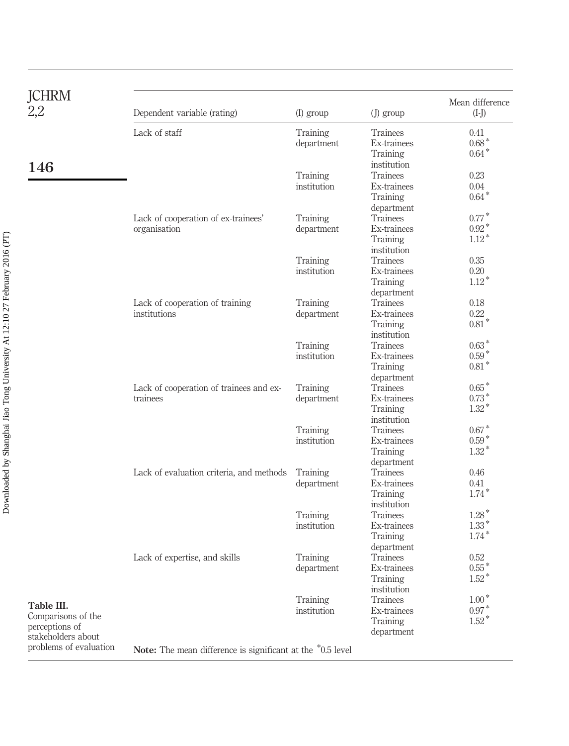**Table III.** Comparisons of the perceptions of stakeholders about problems of evaluation

| Dependent variable (rating) | (I) group | (J) group | Mean difference (I-J) |
|---|---|---|---|
| Lack of staff | Training department | Trainees | 0.41 |
| | | Ex-trainees | 0.68* |
| | | Training institution | 0.64* |
| | Training institution | Trainees | 0.23 |
| | | Ex-trainees | 0.04 |
| | | Training department | 0.64* |
| Lack of cooperation of ex-trainees' organisation | Training department | Trainees | 0.77* |
| | | Ex-trainees | 0.92* |
| | | Training institution | 1.12* |
| | Training institution | Trainees | 0.35 |
| | | Ex-trainees | 0.20 |
| | | Training department | 1.12* |
| Lack of cooperation of training institutions | Training department | Trainees | 0.18 |
| | | Ex-trainees | 0.22 |
| | | Training institution | 0.81* |
| | Training institution | Trainees | 0.63* |
| | | Ex-trainees | 0.59* |
| | | Training department | 0.81* |
| Lack of cooperation of trainees and ex-trainees | Training department | Trainees | 0.65* |
| | | Ex-trainees | 0.73* |
| | | Training institution | 1.32* |
| | Training institution | Trainees | 0.67* |
| | | Ex-trainees | 0.59* |
| | | Training department | 1.32* |
| Lack of evaluation criteria, and methods | Training department | Trainees | 0.46 |
| | | Ex-trainees | 0.41 |
| | | Training institution | 1.74* |
| | Training institution | Trainees | 1.28* |
| | | Ex-trainees | 1.33* |
| | | Training department | 1.74* |
| Lack of expertise, and skills | Training department | Trainees | 0.52 |
| | | Ex-trainees | 0.55* |
| | | Training institution | 1.52* |
| | Training institution | Trainees | 1.00* |
| | | Ex-trainees | 0.97* |
| | | Training department | 1.52* |

**Note:** The mean difference is significant at the *0.5 level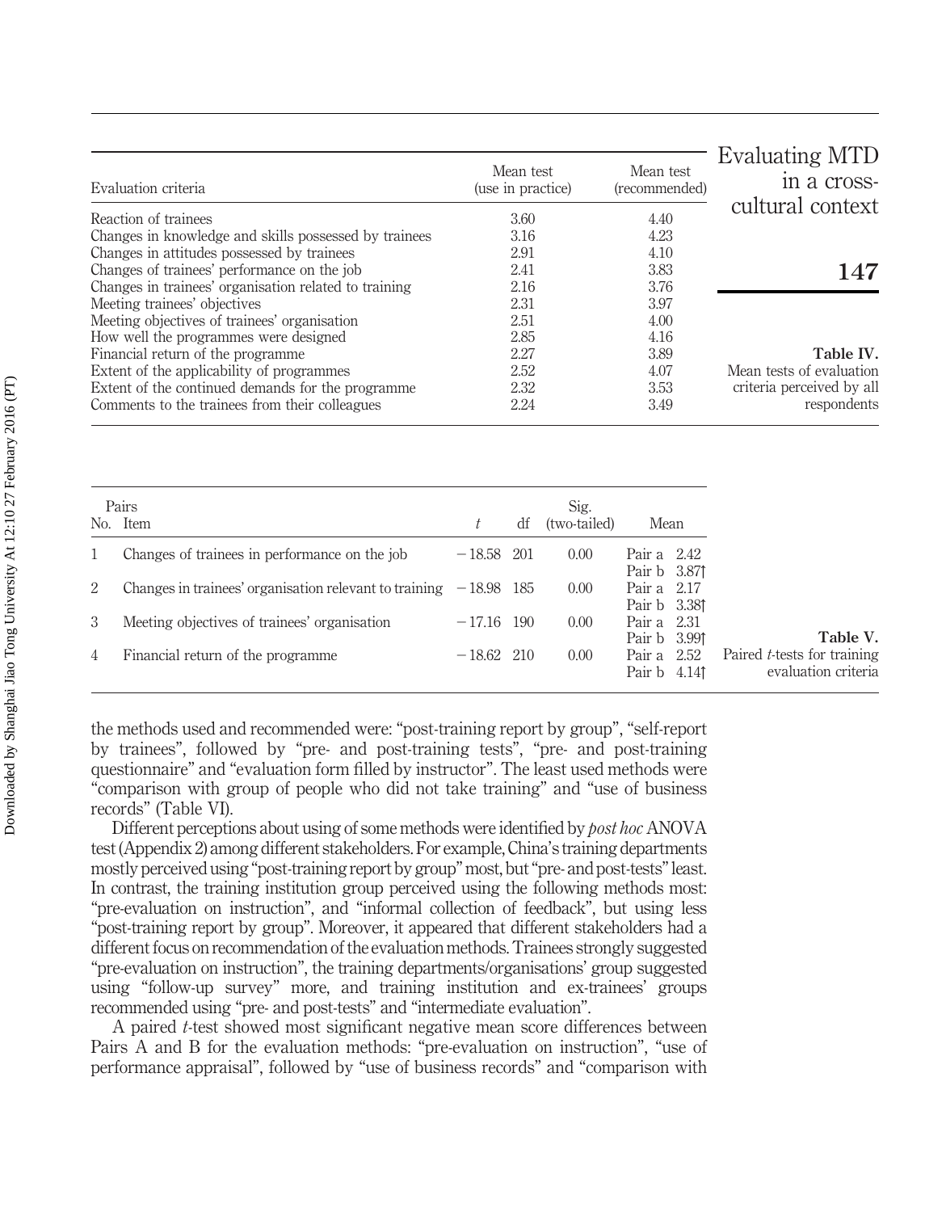**Table IV.** Mean tests of evaluation criteria perceived by all respondents

| Evaluation criteria | Mean test (use in practice) | Mean test (recommended) |
|---|---|---|
| Reaction of trainees | 3.60 | 4.40 |
| Changes in knowledge and skills possessed by trainees | 3.16 | 4.23 |
| Changes in attitudes possessed by trainees | 2.91 | 4.10 |
| Changes of trainees' performance on the job | 2.41 | 3.83 |
| Changes in trainees' organisation related to training | 2.16 | 3.76 |
| Meeting trainees' objectives | 2.31 | 3.97 |
| Meeting objectives of trainees' organisation | 2.51 | 4.00 |
| How well the programmes were designed | 2.85 | 4.16 |
| Financial return of the programme | 2.27 | 3.89 |
| Extent of the applicability of programmes | 2.52 | 4.07 |
| Extent of the continued demands for the programme | 2.32 | 3.53 |
| Comments to the trainees from their colleagues | 2.24 | 3.49 |

**Table V.** Paired $t$-tests for training evaluation criteria

| Pairs No. | Item | $t$ | df | Sig. (two-tailed) | Mean |
|---|---|---|---|---|---|
| 1 | Changes of trainees in performance on the job | −18.58 | 201 | 0.00 | Pair a 2.42<br>Pair b 3.87↑ |
| 2 | Changes in trainees' organisation relevant to training | −18.98 | 185 | 0.00 | Pair a 2.17<br>Pair b 3.38↑ |
| 3 | Meeting objectives of trainees' organisation | −17.16 | 190 | 0.00 | Pair a 2.31<br>Pair b 3.99↑ |
| 4 | Financial return of the programme | −18.62 | 210 | 0.00 | Pair a 2.52<br>Pair b 4.14↑ |

the methods used and recommended were: "post-training report by group", "self-report by trainees", followed by "pre- and post-training tests", "pre- and post-training questionnaire" and "evaluation form filled by instructor". The least used methods were "comparison with group of people who did not take training" and "use of business records" (Table VI).

Different perceptions about using of some methods were identified by *post hoc* ANOVA test (Appendix 2) among different stakeholders. For example, China's training departments mostly perceived using "post-training report by group" most, but "pre- and post-tests" least. In contrast, the training institution group perceived using the following methods most: "pre-evaluation on instruction", and "informal collection of feedback", but using less "post-training report by group". Moreover, it appeared that different stakeholders had a different focus on recommendation of the evaluation methods. Trainees strongly suggested "pre-evaluation on instruction", the training departments/organisations' group suggested using "follow-up survey" more, and training institution and ex-trainees' groups recommended using "pre- and post-tests" and "intermediate evaluation".

A paired $t$-test showed most significant negative mean score differences between Pairs A and B for the evaluation methods: "pre-evaluation on instruction", "use of performance appraisal", followed by "use of business records" and "comparison with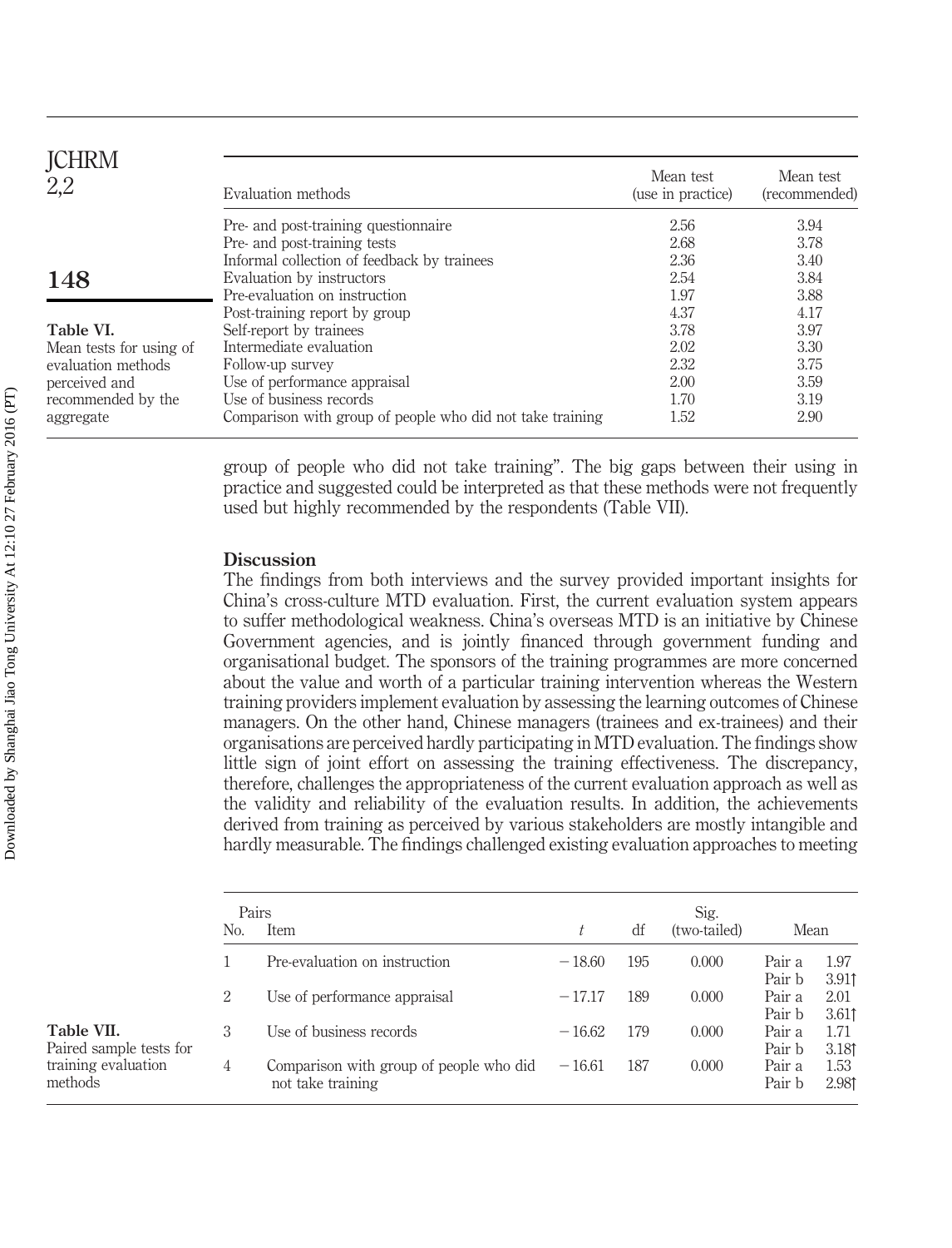**Table VI.** Mean tests for using of evaluation methods perceived and recommended by the aggregate

| Evaluation methods | Mean test (use in practice) | Mean test (recommended) |
|---|---|---|
| Pre- and post-training questionnaire | 2.56 | 3.94 |
| Pre- and post-training tests | 2.68 | 3.78 |
| Informal collection of feedback by trainees | 2.36 | 3.40 |
| Evaluation by instructors | 2.54 | 3.84 |
| Pre-evaluation on instruction | 1.97 | 3.88 |
| Post-training report by group | 4.37 | 4.17 |
| Self-report by trainees | 3.78 | 3.97 |
| Intermediate evaluation | 2.02 | 3.30 |
| Follow-up survey | 2.32 | 3.75 |
| Use of performance appraisal | 2.00 | 3.59 |
| Use of business records | 1.70 | 3.19 |
| Comparison with group of people who did not take training | 1.52 | 2.90 |

group of people who did not take training". The big gaps between their using in practice and suggested could be interpreted as that these methods were not frequently used but highly recommended by the respondents (Table VII).

## Discussion

The findings from both interviews and the survey provided important insights for China's cross-culture MTD evaluation. First, the current evaluation system appears to suffer methodological weakness. China's overseas MTD is an initiative by Chinese Government agencies, and is jointly financed through government funding and organisational budget. The sponsors of the training programmes are more concerned about the value and worth of a particular training intervention whereas the Western training providers implement evaluation by assessing the learning outcomes of Chinese managers. On the other hand, Chinese managers (trainees and ex-trainees) and their organisations are perceived hardly participating in MTD evaluation. The findings show little sign of joint effort on assessing the training effectiveness. The discrepancy, therefore, challenges the appropriateness of the current evaluation approach as well as the validity and reliability of the evaluation results. In addition, the achievements derived from training as perceived by various stakeholders are mostly intangible and hardly measurable. The findings challenged existing evaluation approaches to meeting

**Table VII.** Paired sample tests for training evaluation methods

| Pairs No. | Item | $t$ | df | Sig. (two-tailed) | Mean | |
|---|---|---|---|---|---|---|
| 1 | Pre-evaluation on instruction | −18.60 | 195 | 0.000 | Pair a | 1.97 |
| | | | | | Pair b | 3.91↑ |
| 2 | Use of performance appraisal | −17.17 | 189 | 0.000 | Pair a | 2.01 |
| | | | | | Pair b | 3.61↑ |
| 3 | Use of business records | −16.62 | 179 | 0.000 | Pair a | 1.71 |
| | | | | | Pair b | 3.18↑ |
| 4 | Comparison with group of people who did not take training | −16.61 | 187 | 0.000 | Pair a | 1.53 |
| | | | | | Pair b | 2.98↑ |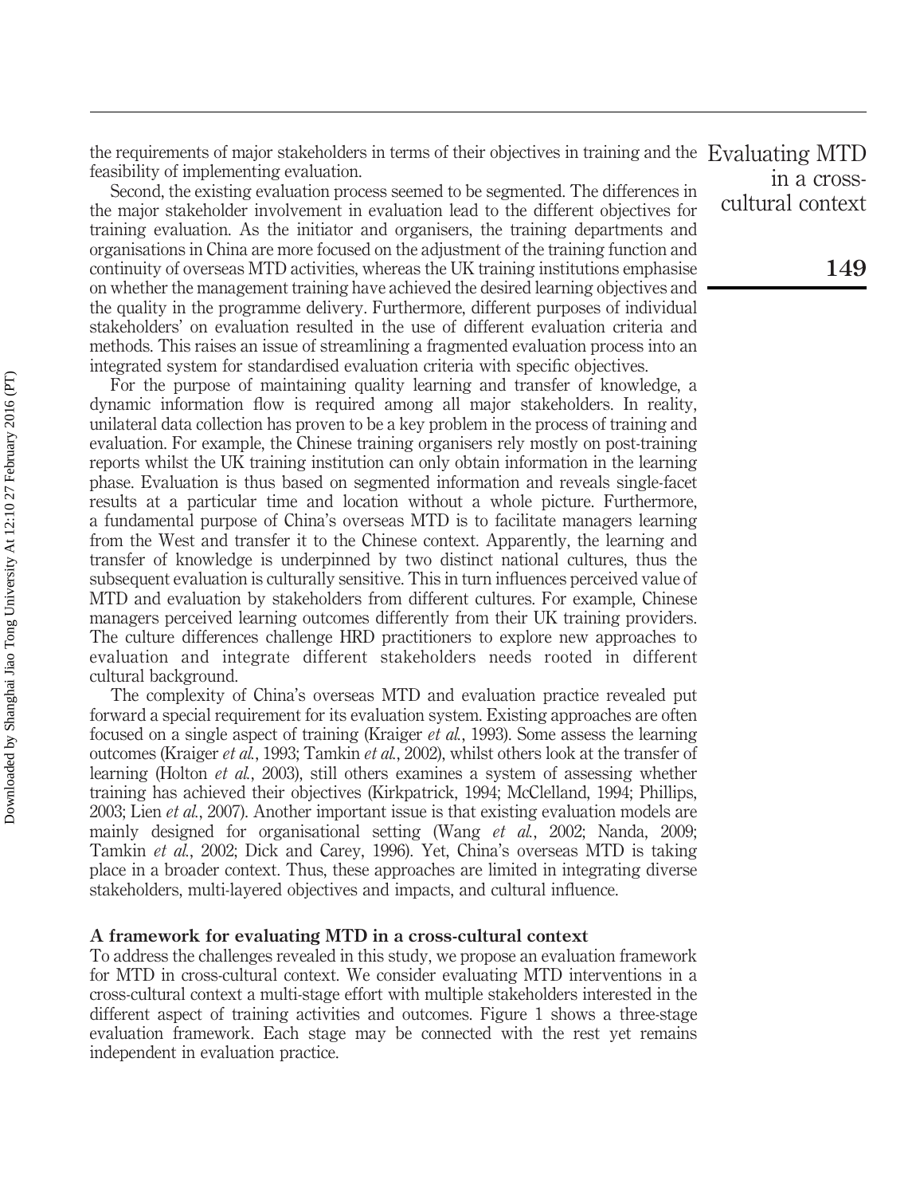the requirements of major stakeholders in terms of their objectives in training and the feasibility of implementing evaluation.

Second, the existing evaluation process seemed to be segmented. The differences in the major stakeholder involvement in evaluation lead to the different objectives for training evaluation. As the initiator and organisers, the training departments and organisations in China are more focused on the adjustment of the training function and continuity of overseas MTD activities, whereas the UK training institutions emphasise on whether the management training have achieved the desired learning objectives and the quality in the programme delivery. Furthermore, different purposes of individual stakeholders' on evaluation resulted in the use of different evaluation criteria and methods. This raises an issue of streamlining a fragmented evaluation process into an integrated system for standardised evaluation criteria with specific objectives.

For the purpose of maintaining quality learning and transfer of knowledge, a dynamic information flow is required among all major stakeholders. In reality, unilateral data collection has proven to be a key problem in the process of training and evaluation. For example, the Chinese training organisers rely mostly on post-training reports whilst the UK training institution can only obtain information in the learning phase. Evaluation is thus based on segmented information and reveals single-facet results at a particular time and location without a whole picture. Furthermore, a fundamental purpose of China's overseas MTD is to facilitate managers learning from the West and transfer it to the Chinese context. Apparently, the learning and transfer of knowledge is underpinned by two distinct national cultures, thus the subsequent evaluation is culturally sensitive. This in turn influences perceived value of MTD and evaluation by stakeholders from different cultures. For example, Chinese managers perceived learning outcomes differently from their UK training providers. The culture differences challenge HRD practitioners to explore new approaches to evaluation and integrate different stakeholders needs rooted in different cultural background.

The complexity of China's overseas MTD and evaluation practice revealed put forward a special requirement for its evaluation system. Existing approaches are often focused on a single aspect of training (Kraiger *et al.*, 1993). Some assess the learning outcomes (Kraiger *et al.*, 1993; Tamkin *et al.*, 2002), whilst others look at the transfer of learning (Holton *et al.*, 2003), still others examines a system of assessing whether training has achieved their objectives (Kirkpatrick, 1994; McClelland, 1994; Phillips, 2003; Lien *et al.*, 2007). Another important issue is that existing evaluation models are mainly designed for organisational setting (Wang *et al.*, 2002; Nanda, 2009; Tamkin *et al.*, 2002; Dick and Carey, 1996). Yet, China's overseas MTD is taking place in a broader context. Thus, these approaches are limited in integrating diverse stakeholders, multi-layered objectives and impacts, and cultural influence.

### A framework for evaluating MTD in a cross-cultural context

To address the challenges revealed in this study, we propose an evaluation framework for MTD in cross-cultural context. We consider evaluating MTD interventions in a cross-cultural context a multi-stage effort with multiple stakeholders interested in the different aspect of training activities and outcomes. Figure 1 shows a three-stage evaluation framework. Each stage may be connected with the rest yet remains independent in evaluation practice.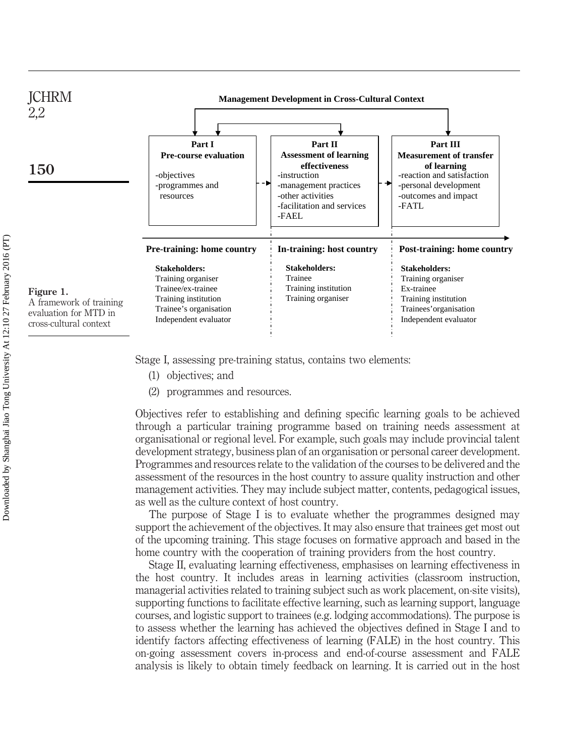**Management Development in Cross-Cultural Context**

| Part I<br>Pre-course evaluation | Part II<br>Assessment of learning effectiveness | Part III<br>Measurement of transfer of learning |
|---|---|---|
| -objectives<br>-programmes and resources | -instruction<br>-management practices<br>-other activities<br>-facilitation and services<br>-FAEL | -reaction and satisfaction<br>-personal development<br>-outcomes and impact<br>-FATL |
| **Pre-training: home country** | **In-training: host country** | **Post-training: home country** |
| **Stakeholders:**<br>Training organiser<br>Trainee/ex-trainee<br>Training institution<br>Trainee's organisation<br>Independent evaluator | **Stakeholders:**<br>Trainee<br>Training institution<br>Training organiser | **Stakeholders:**<br>Training organiser<br>Ex-trainee<br>Training institution<br>Trainees'organisation<br>Independent evaluator |

**Figure 1.** A framework of training evaluation for MTD in cross-cultural context

Stage I, assessing pre-training status, contains two elements:

1. objectives; and
2. programmes and resources.

Objectives refer to establishing and defining specific learning goals to be achieved through a particular training programme based on training needs assessment at organisational or regional level. For example, such goals may include provincial talent development strategy, business plan of an organisation or personal career development. Programmes and resources relate to the validation of the courses to be delivered and the assessment of the resources in the host country to assure quality instruction and other management activities. They may include subject matter, contents, pedagogical issues, as well as the culture context of host country.

The purpose of Stage I is to evaluate whether the programmes designed may support the achievement of the objectives. It may also ensure that trainees get most out of the upcoming training. This stage focuses on formative approach and based in the home country with the cooperation of training providers from the host country.

Stage II, evaluating learning effectiveness, emphasises on learning effectiveness in the host country. It includes areas in learning activities (classroom instruction, managerial activities related to training subject such as work placement, on-site visits), supporting functions to facilitate effective learning, such as learning support, language courses, and logistic support to trainees (e.g. lodging accommodations). The purpose is to assess whether the learning has achieved the objectives defined in Stage I and to identify factors affecting effectiveness of learning (FALE) in the host country. This on-going assessment covers in-process and end-of-course assessment and FALE analysis is likely to obtain timely feedback on learning. It is carried out in the host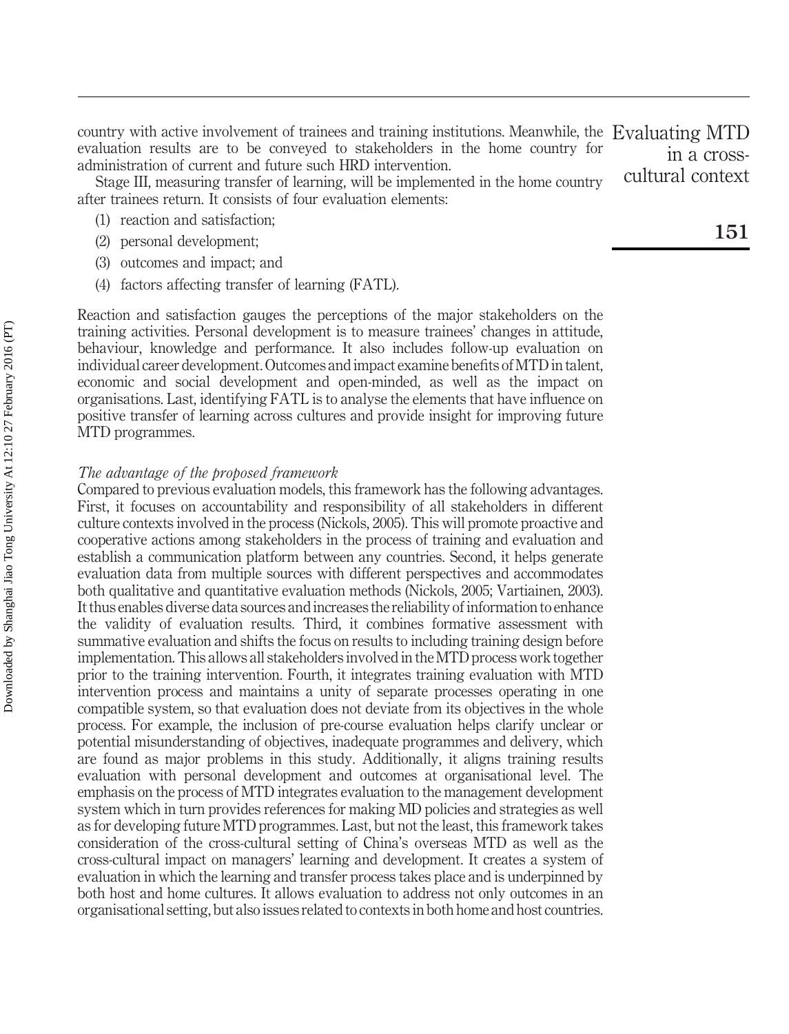country with active involvement of trainees and training institutions. Meanwhile, the evaluation results are to be conveyed to stakeholders in the home country for administration of current and future such HRD intervention.

Stage III, measuring transfer of learning, will be implemented in the home country after trainees return. It consists of four evaluation elements:

(1) reaction and satisfaction;

(2) personal development;

(3) outcomes and impact; and

(4) factors affecting transfer of learning (FATL).

Reaction and satisfaction gauges the perceptions of the major stakeholders on the training activities. Personal development is to measure trainees' changes in attitude, behaviour, knowledge and performance. It also includes follow-up evaluation on individual career development. Outcomes and impact examine benefits of MTD in talent, economic and social development and open-minded, as well as the impact on organisations. Last, identifying FATL is to analyse the elements that have influence on positive transfer of learning across cultures and provide insight for improving future MTD programmes.

*The advantage of the proposed framework*

Compared to previous evaluation models, this framework has the following advantages. First, it focuses on accountability and responsibility of all stakeholders in different culture contexts involved in the process (Nickols, 2005). This will promote proactive and cooperative actions among stakeholders in the process of training and evaluation and establish a communication platform between any countries. Second, it helps generate evaluation data from multiple sources with different perspectives and accommodates both qualitative and quantitative evaluation methods (Nickols, 2005; Vartiainen, 2003). It thus enables diverse data sources and increases the reliability of information to enhance the validity of evaluation results. Third, it combines formative assessment with summative evaluation and shifts the focus on results to including training design before implementation. This allows all stakeholders involved in the MTD process work together prior to the training intervention. Fourth, it integrates training evaluation with MTD intervention process and maintains a unity of separate processes operating in one compatible system, so that evaluation does not deviate from its objectives in the whole process. For example, the inclusion of pre-course evaluation helps clarify unclear or potential misunderstanding of objectives, inadequate programmes and delivery, which are found as major problems in this study. Additionally, it aligns training results evaluation with personal development and outcomes at organisational level. The emphasis on the process of MTD integrates evaluation to the management development system which in turn provides references for making MD policies and strategies as well as for developing future MTD programmes. Last, but not the least, this framework takes consideration of the cross-cultural setting of China's overseas MTD as well as the cross-cultural impact on managers' learning and development. It creates a system of evaluation in which the learning and transfer process takes place and is underpinned by both host and home cultures. It allows evaluation to address not only outcomes in an organisational setting, but also issues related to contexts in both home and host countries.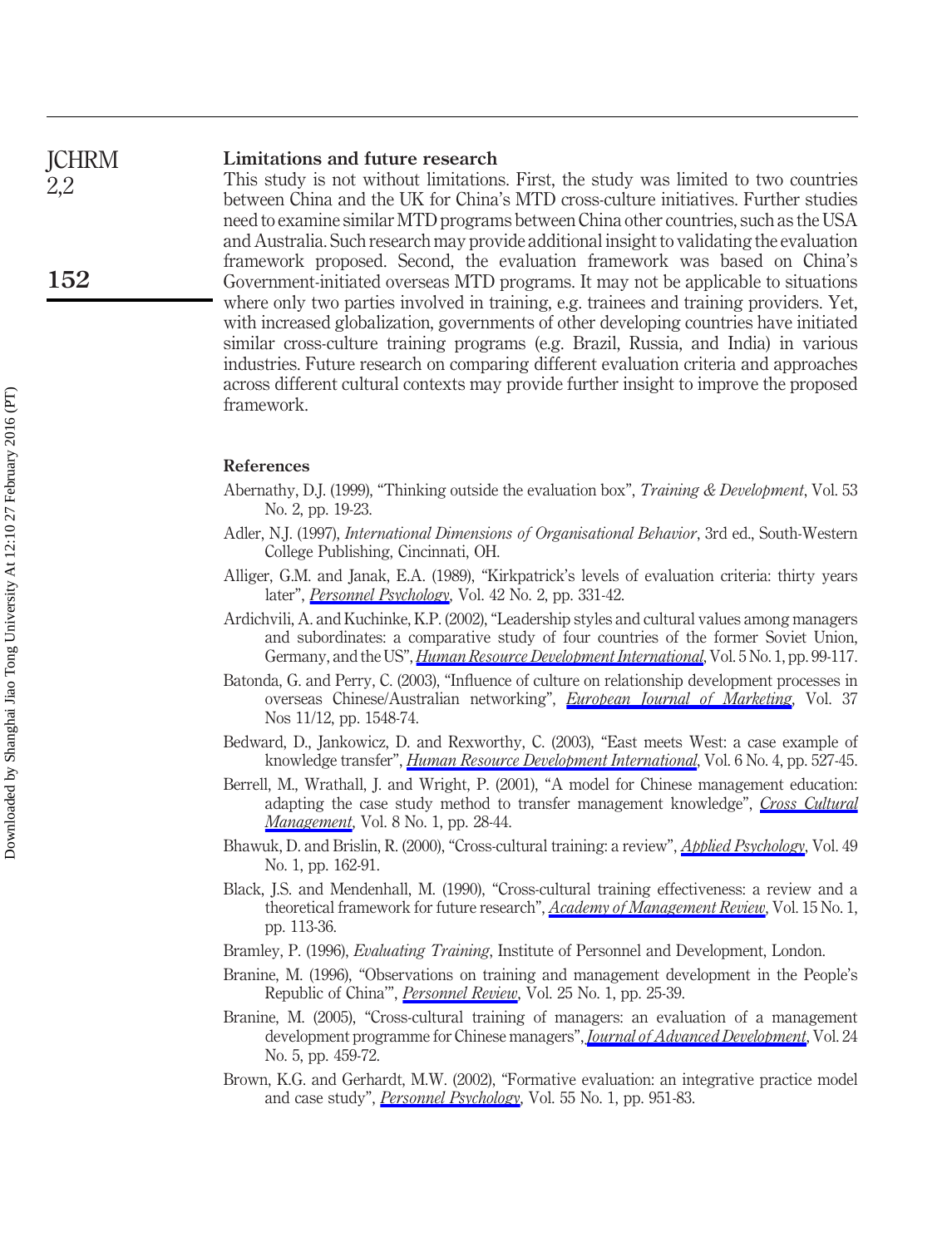## Limitations and future research

This study is not without limitations. First, the study was limited to two countries between China and the UK for China's MTD cross-culture initiatives. Further studies need to examine similar MTD programs between China other countries, such as the USA and Australia. Such research may provide additional insight to validating the evaluation framework proposed. Second, the evaluation framework was based on China's Government-initiated overseas MTD programs. It may not be applicable to situations where only two parties involved in training, e.g. trainees and training providers. Yet, with increased globalization, governments of other developing countries have initiated similar cross-culture training programs (e.g. Brazil, Russia, and India) in various industries. Future research on comparing different evaluation criteria and approaches across different cultural contexts may provide further insight to improve the proposed framework.

## References

Abernathy, D.J. (1999), "Thinking outside the evaluation box", *Training & Development*, Vol. 53 No. 2, pp. 19-23.

Adler, N.J. (1997), *International Dimensions of Organisational Behavior*, 3rd ed., South-Western College Publishing, Cincinnati, OH.

Alliger, G.M. and Janak, E.A. (1989), "Kirkpatrick's levels of evaluation criteria: thirty years later", *Personnel Psychology*, Vol. 42 No. 2, pp. 331-42.

Ardichvili, A. and Kuchinke, K.P. (2002), "Leadership styles and cultural values among managers and subordinates: a comparative study of four countries of the former Soviet Union, Germany, and the US", *Human Resource Development International*, Vol. 5 No. 1, pp. 99-117.

Batonda, G. and Perry, C. (2003), "Influence of culture on relationship development processes in overseas Chinese/Australian networking", *European Journal of Marketing*, Vol. 37 Nos 11/12, pp. 1548-74.

Bedward, D., Jankowicz, D. and Rexworthy, C. (2003), "East meets West: a case example of knowledge transfer", *Human Resource Development International*, Vol. 6 No. 4, pp. 527-45.

Berrell, M., Wrathall, J. and Wright, P. (2001), "A model for Chinese management education: adapting the case study method to transfer management knowledge", *Cross Cultural Management*, Vol. 8 No. 1, pp. 28-44.

Bhawuk, D. and Brislin, R. (2000), "Cross-cultural training: a review", *Applied Psychology*, Vol. 49 No. 1, pp. 162-91.

Black, J.S. and Mendenhall, M. (1990), "Cross-cultural training effectiveness: a review and a theoretical framework for future research", *Academy of Management Review*, Vol. 15 No. 1, pp. 113-36.

Bramley, P. (1996), *Evaluating Training*, Institute of Personnel and Development, London.

Branine, M. (1996), "Observations on training and management development in the People's Republic of China'", *Personnel Review*, Vol. 25 No. 1, pp. 25-39.

Branine, M. (2005), "Cross-cultural training of managers: an evaluation of a management development programme for Chinese managers", *Journal of Advanced Development*, Vol. 24 No. 5, pp. 459-72.

Brown, K.G. and Gerhardt, M.W. (2002), "Formative evaluation: an integrative practice model and case study", *Personnel Psychology*, Vol. 55 No. 1, pp. 951-83.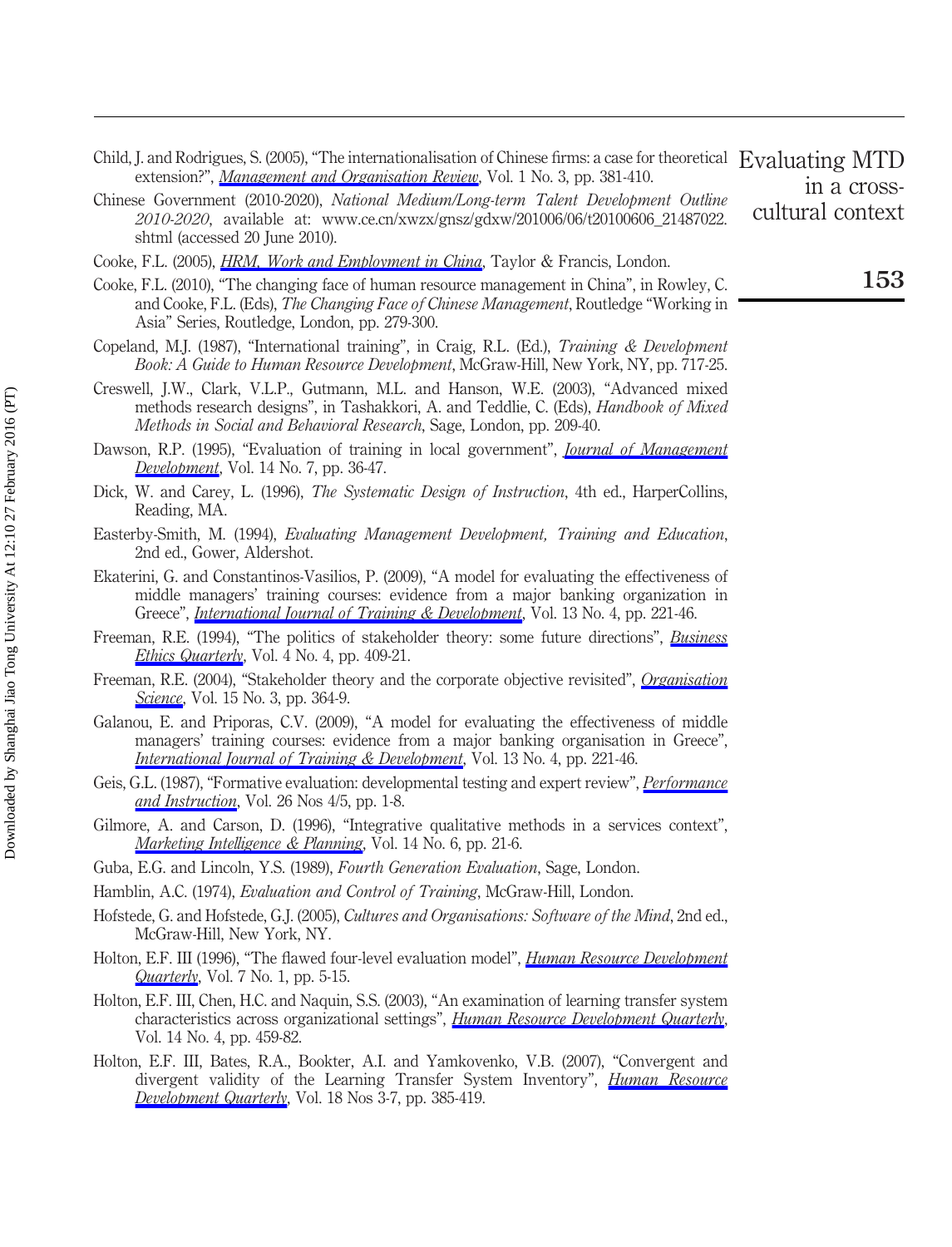Child, J. and Rodrigues, S. (2005), "The internationalisation of Chinese firms: a case for theoretical extension?", *Management and Organisation Review*, Vol. 1 No. 3, pp. 381-410.

Chinese Government (2010-2020), *National Medium/Long-term Talent Development Outline 2010-2020*, available at: www.ce.cn/xwzx/gnsz/gdxw/201006/06/t20100606_21487022.shtml (accessed 20 June 2010).

Cooke, F.L. (2005), *HRM, Work and Employment in China*, Taylor & Francis, London.

Cooke, F.L. (2010), "The changing face of human resource management in China", in Rowley, C. and Cooke, F.L. (Eds), *The Changing Face of Chinese Management*, Routledge "Working in Asia" Series, Routledge, London, pp. 279-300.

Copeland, M.J. (1987), "International training", in Craig, R.L. (Ed.), *Training & Development Book: A Guide to Human Resource Development*, McGraw-Hill, New York, NY, pp. 717-25.

Creswell, J.W., Clark, V.L.P., Gutmann, M.L. and Hanson, W.E. (2003), "Advanced mixed methods research designs", in Tashakkori, A. and Teddlie, C. (Eds), *Handbook of Mixed Methods in Social and Behavioral Research*, Sage, London, pp. 209-40.

Dawson, R.P. (1995), "Evaluation of training in local government", *Journal of Management Development*, Vol. 14 No. 7, pp. 36-47.

Dick, W. and Carey, L. (1996), *The Systematic Design of Instruction*, 4th ed., HarperCollins, Reading, MA.

Easterby-Smith, M. (1994), *Evaluating Management Development, Training and Education*, 2nd ed., Gower, Aldershot.

Ekaterini, G. and Constantinos-Vasilios, P. (2009), "A model for evaluating the effectiveness of middle managers' training courses: evidence from a major banking organization in Greece", *International Journal of Training & Development*, Vol. 13 No. 4, pp. 221-46.

Freeman, R.E. (1994), "The politics of stakeholder theory: some future directions", *Business Ethics Quarterly*, Vol. 4 No. 4, pp. 409-21.

Freeman, R.E. (2004), "Stakeholder theory and the corporate objective revisited", *Organisation Science*, Vol. 15 No. 3, pp. 364-9.

Galanou, E. and Priporas, C.V. (2009), "A model for evaluating the effectiveness of middle managers' training courses: evidence from a major banking organisation in Greece", *International Journal of Training & Development*, Vol. 13 No. 4, pp. 221-46.

Geis, G.L. (1987), "Formative evaluation: developmental testing and expert review", *Performance and Instruction*, Vol. 26 Nos 4/5, pp. 1-8.

Gilmore, A. and Carson, D. (1996), "Integrative qualitative methods in a services context", *Marketing Intelligence & Planning*, Vol. 14 No. 6, pp. 21-6.

Guba, E.G. and Lincoln, Y.S. (1989), *Fourth Generation Evaluation*, Sage, London.

Hamblin, A.C. (1974), *Evaluation and Control of Training*, McGraw-Hill, London.

Hofstede, G. and Hofstede, G.J. (2005), *Cultures and Organisations: Software of the Mind*, 2nd ed., McGraw-Hill, New York, NY.

Holton, E.F. III (1996), "The flawed four-level evaluation model", *Human Resource Development Quarterly*, Vol. 7 No. 1, pp. 5-15.

Holton, E.F. III, Chen, H.C. and Naquin, S.S. (2003), "An examination of learning transfer system characteristics across organizational settings", *Human Resource Development Quarterly*, Vol. 14 No. 4, pp. 459-82.

Holton, E.F. III, Bates, R.A., Bookter, A.I. and Yamkovenko, V.B. (2007), "Convergent and divergent validity of the Learning Transfer System Inventory", *Human Resource Development Quarterly*, Vol. 18 Nos 3-7, pp. 385-419.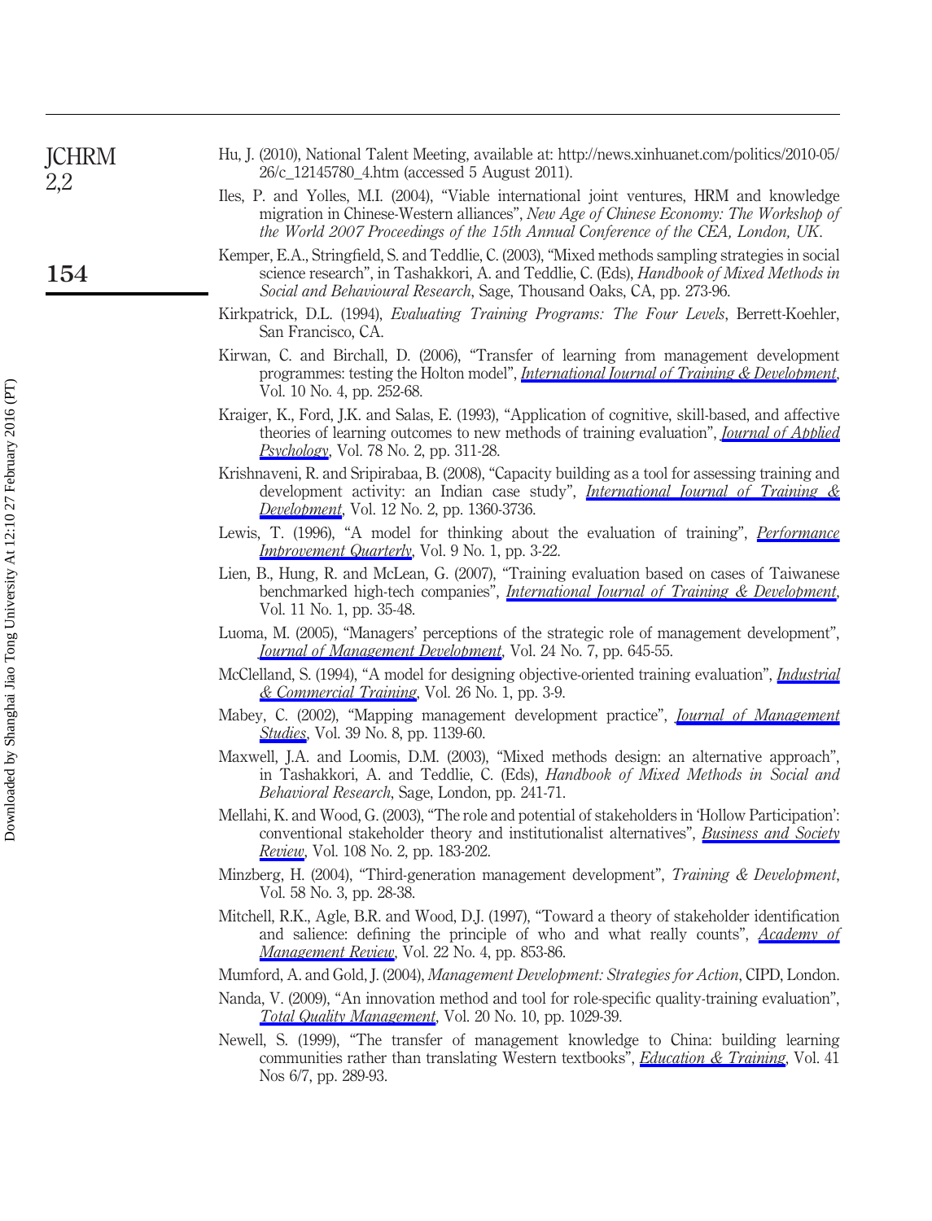Hu, J. (2010), National Talent Meeting, available at: http://news.xinhuanet.com/politics/2010-05/26/c_12145780_4.htm (accessed 5 August 2011).

Iles, P. and Yolles, M.I. (2004), "Viable international joint ventures, HRM and knowledge migration in Chinese-Western alliances", *New Age of Chinese Economy: The Workshop of the World 2007 Proceedings of the 15th Annual Conference of the CEA, London, UK*.

Kemper, E.A., Stringfield, S. and Teddlie, C. (2003), "Mixed methods sampling strategies in social science research", in Tashakkori, A. and Teddlie, C. (Eds), *Handbook of Mixed Methods in Social and Behavioural Research*, Sage, Thousand Oaks, CA, pp. 273-96.

Kirkpatrick, D.L. (1994), *Evaluating Training Programs: The Four Levels*, Berrett-Koehler, San Francisco, CA.

Kirwan, C. and Birchall, D. (2006), "Transfer of learning from management development programmes: testing the Holton model", *International Journal of Training & Development*, Vol. 10 No. 4, pp. 252-68.

Kraiger, K., Ford, J.K. and Salas, E. (1993), "Application of cognitive, skill-based, and affective theories of learning outcomes to new methods of training evaluation", *Journal of Applied Psychology*, Vol. 78 No. 2, pp. 311-28.

Krishnaveni, R. and Sripirabaa, B. (2008), "Capacity building as a tool for assessing training and development activity: an Indian case study", *International Journal of Training & Development*, Vol. 12 No. 2, pp. 1360-3736.

Lewis, T. (1996), "A model for thinking about the evaluation of training", *Performance Improvement Quarterly*, Vol. 9 No. 1, pp. 3-22.

Lien, B., Hung, R. and McLean, G. (2007), "Training evaluation based on cases of Taiwanese benchmarked high-tech companies", *International Journal of Training & Development*, Vol. 11 No. 1, pp. 35-48.

Luoma, M. (2005), "Managers' perceptions of the strategic role of management development", *Journal of Management Development*, Vol. 24 No. 7, pp. 645-55.

McClelland, S. (1994), "A model for designing objective-oriented training evaluation", *Industrial & Commercial Training*, Vol. 26 No. 1, pp. 3-9.

Mabey, C. (2002), "Mapping management development practice", *Journal of Management Studies*, Vol. 39 No. 8, pp. 1139-60.

Maxwell, J.A. and Loomis, D.M. (2003), "Mixed methods design: an alternative approach", in Tashakkori, A. and Teddlie, C. (Eds), *Handbook of Mixed Methods in Social and Behavioral Research*, Sage, London, pp. 241-71.

Mellahi, K. and Wood, G. (2003), "The role and potential of stakeholders in 'Hollow Participation': conventional stakeholder theory and institutionalist alternatives", *Business and Society Review*, Vol. 108 No. 2, pp. 183-202.

Minzberg, H. (2004), "Third-generation management development", *Training & Development*, Vol. 58 No. 3, pp. 28-38.

Mitchell, R.K., Agle, B.R. and Wood, D.J. (1997), "Toward a theory of stakeholder identification and salience: defining the principle of who and what really counts", *Academy of Management Review*, Vol. 22 No. 4, pp. 853-86.

Mumford, A. and Gold, J. (2004), *Management Development: Strategies for Action*, CIPD, London.

Nanda, V. (2009), "An innovation method and tool for role-specific quality-training evaluation", *Total Quality Management*, Vol. 20 No. 10, pp. 1029-39.

Newell, S. (1999), "The transfer of management knowledge to China: building learning communities rather than translating Western textbooks", *Education & Training*, Vol. 41 Nos 6/7, pp. 289-93.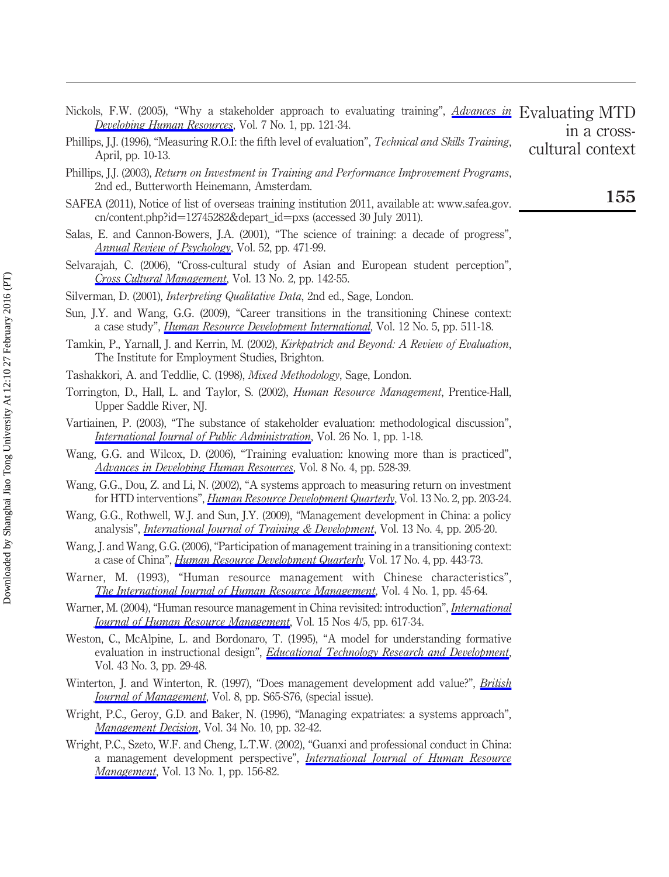Nickols, F.W. (2005), "Why a stakeholder approach to evaluating training", *Advances in Developing Human Resources*, Vol. 7 No. 1, pp. 121-34.

Phillips, J.J. (1996), "Measuring R.O.I: the fifth level of evaluation", *Technical and Skills Training*, April, pp. 10-13.

Phillips, J.J. (2003), *Return on Investment in Training and Performance Improvement Programs*, 2nd ed., Butterworth Heinemann, Amsterdam.

SAFEA (2011), Notice of list of overseas training institution 2011, available at: www.safea.gov.cn/content.php?id=12745282&depart_id=pxs (accessed 30 July 2011).

Salas, E. and Cannon-Bowers, J.A. (2001), "The science of training: a decade of progress", *Annual Review of Psychology*, Vol. 52, pp. 471-99.

Selvarajah, C. (2006), "Cross-cultural study of Asian and European student perception", *Cross Cultural Management*, Vol. 13 No. 2, pp. 142-55.

Silverman, D. (2001), *Interpreting Qualitative Data*, 2nd ed., Sage, London.

Sun, J.Y. and Wang, G.G. (2009), "Career transitions in the transitioning Chinese context: a case study", *Human Resource Development International*, Vol. 12 No. 5, pp. 511-18.

Tamkin, P., Yarnall, J. and Kerrin, M. (2002), *Kirkpatrick and Beyond: A Review of Evaluation*, The Institute for Employment Studies, Brighton.

Tashakkori, A. and Teddlie, C. (1998), *Mixed Methodology*, Sage, London.

Torrington, D., Hall, L. and Taylor, S. (2002), *Human Resource Management*, Prentice-Hall, Upper Saddle River, NJ.

Vartiainen, P. (2003), "The substance of stakeholder evaluation: methodological discussion", *International Journal of Public Administration*, Vol. 26 No. 1, pp. 1-18.

Wang, G.G. and Wilcox, D. (2006), "Training evaluation: knowing more than is practiced", *Advances in Developing Human Resources*, Vol. 8 No. 4, pp. 528-39.

Wang, G.G., Dou, Z. and Li, N. (2002), "A systems approach to measuring return on investment for HTD interventions", *Human Resource Development Quarterly*, Vol. 13 No. 2, pp. 203-24.

Wang, G.G., Rothwell, W.J. and Sun, J.Y. (2009), "Management development in China: a policy analysis", *International Journal of Training & Development*, Vol. 13 No. 4, pp. 205-20.

Wang, J. and Wang, G.G. (2006), "Participation of management training in a transitioning context: a case of China", *Human Resource Development Quarterly*, Vol. 17 No. 4, pp. 443-73.

Warner, M. (1993), "Human resource management with Chinese characteristics", *The International Journal of Human Resource Management*, Vol. 4 No. 1, pp. 45-64.

Warner, M. (2004), "Human resource management in China revisited: introduction", *International Journal of Human Resource Management*, Vol. 15 Nos 4/5, pp. 617-34.

Weston, C., McAlpine, L. and Bordonaro, T. (1995), "A model for understanding formative evaluation in instructional design", *Educational Technology Research and Development*, Vol. 43 No. 3, pp. 29-48.

Winterton, J. and Winterton, R. (1997), "Does management development add value?", *British Journal of Management*, Vol. 8, pp. S65-S76, (special issue).

Wright, P.C., Geroy, G.D. and Baker, N. (1996), "Managing expatriates: a systems approach", *Management Decision*, Vol. 34 No. 10, pp. 32-42.

Wright, P.C., Szeto, W.F. and Cheng, L.T.W. (2002), "Guanxi and professional conduct in China: a management development perspective", *International Journal of Human Resource Management*, Vol. 13 No. 1, pp. 156-82.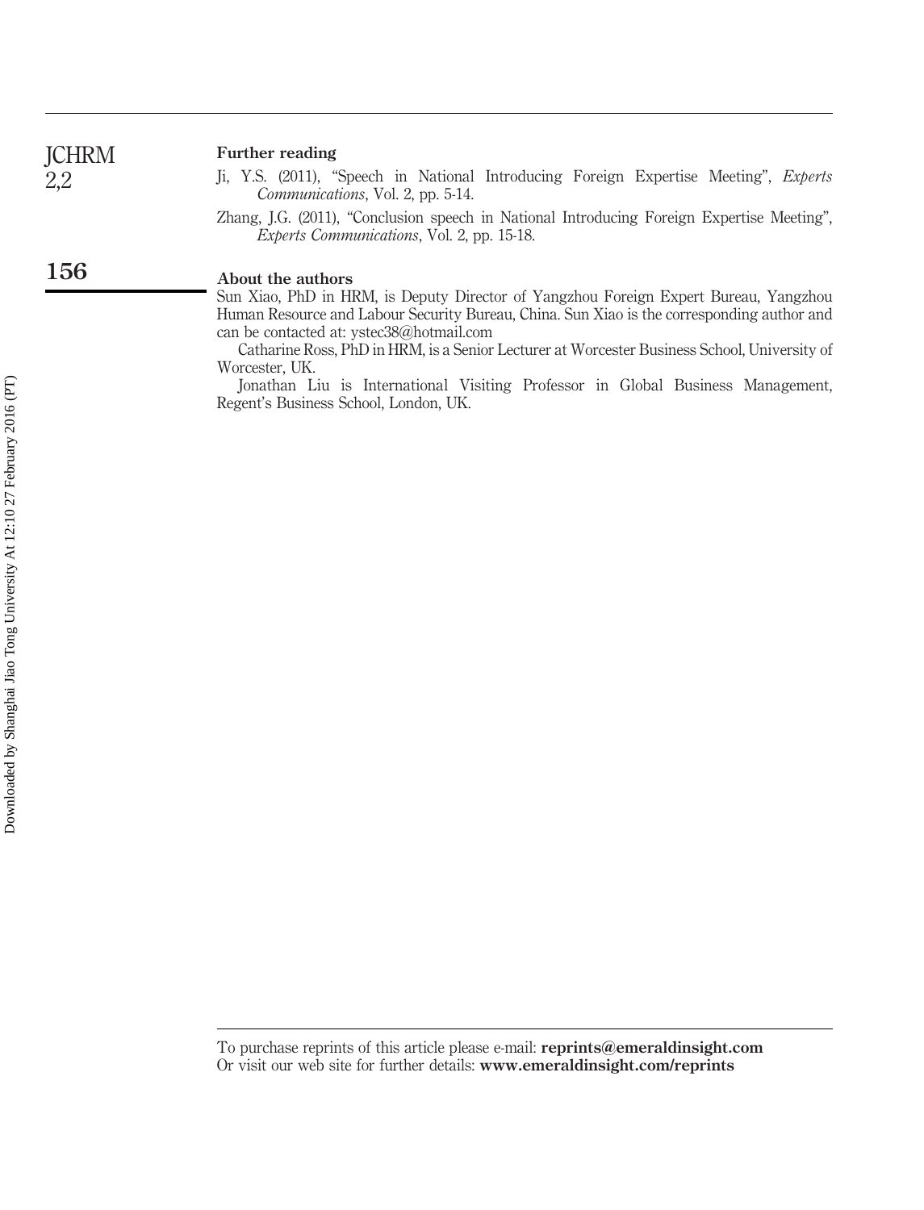## Further reading

Ji, Y.S. (2011), "Speech in National Introducing Foreign Expertise Meeting", *Experts Communications*, Vol. 2, pp. 5-14.

Zhang, J.G. (2011), "Conclusion speech in National Introducing Foreign Expertise Meeting", *Experts Communications*, Vol. 2, pp. 15-18.

## About the authors

Sun Xiao, PhD in HRM, is Deputy Director of Yangzhou Foreign Expert Bureau, Yangzhou Human Resource and Labour Security Bureau, China. Sun Xiao is the corresponding author and can be contacted at: ystec38@hotmail.com

Catharine Ross, PhD in HRM, is a Senior Lecturer at Worcester Business School, University of Worcester, UK.

Jonathan Liu is International Visiting Professor in Global Business Management, Regent's Business School, London, UK.

To purchase reprints of this article please e-mail: **reprints@emeraldinsight.com**
Or visit our web site for further details: **www.emeraldinsight.com/reprints**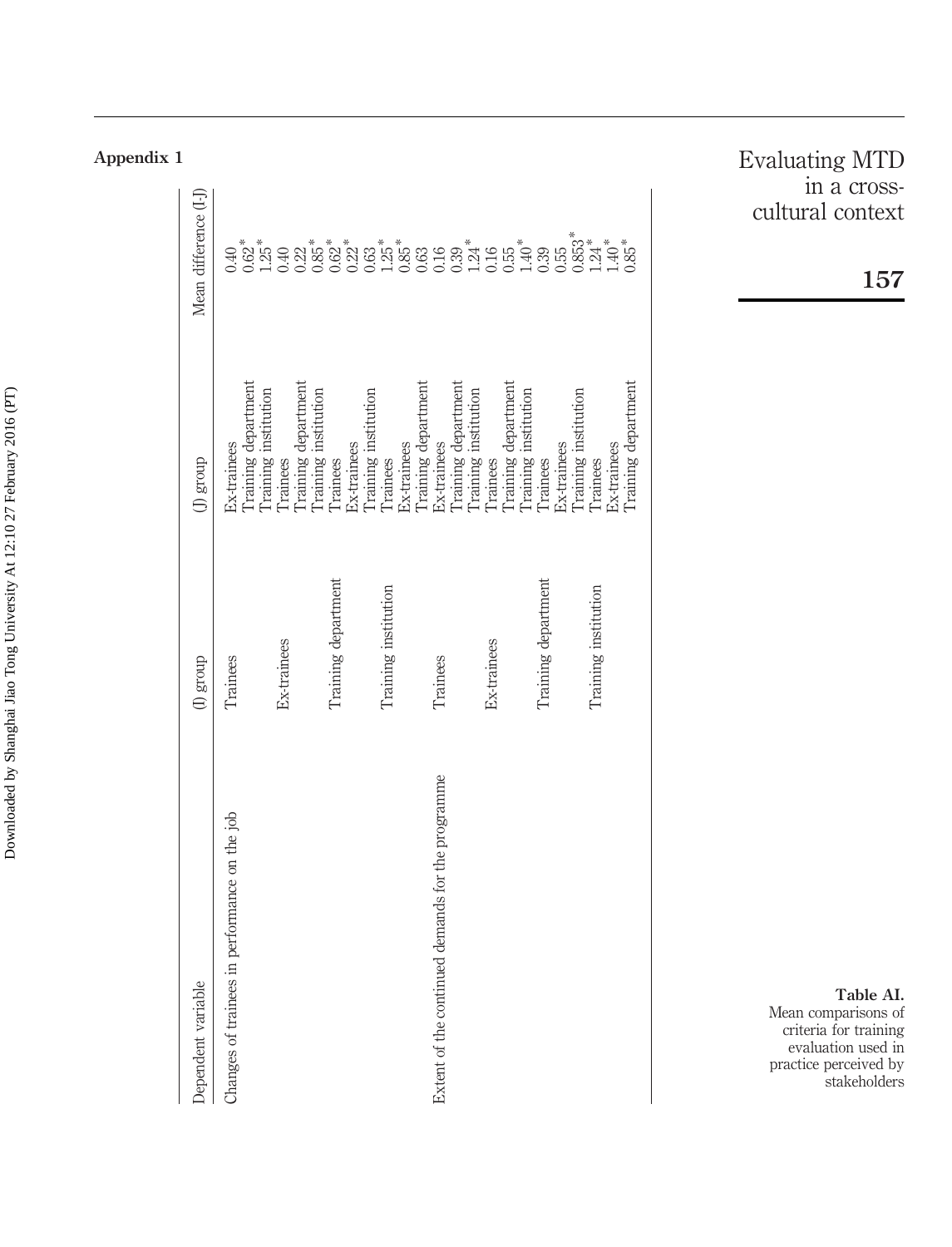## Appendix 1

**Table AI.** Mean comparisons of criteria for training evaluation used in practice perceived by stakeholders

| Dependent variable | (I) group | (J) group | Mean difference (I-J) |
|---|---|---|---|
| Changes of trainees in performance on the job | Trainees | Ex-trainees | 0.40 |
| | | Training department | 0.62* |
| | | Training institution | 1.25* |
| | Ex-trainees | Trainees | 0.40 |
| | | Training department | 0.22 |
| | | Training institution | 0.85* |
| | Training department | Trainees | 0.62* |
| | | Ex-trainees | 0.22* |
| | | Training institution | 0.63 |
| | Training institution | Trainees | 1.25* |
| | | Ex-trainees | 0.85* |
| | | Training department | 0.63 |
| Extent of the continued demands for the programme | Trainees | Ex-trainees | 0.16 |
| | | Training department | 0.39 |
| | | Training institution | 1.24* |
| | Ex-trainees | Trainees | 0.16 |
| | | Training department | 0.55 |
| | | Training institution | 1.40* |
| | Training department | Trainees | 0.39 |
| | | Ex-trainees | 0.55 |
| | | Training institution | 0.853* |
| | Training institution | Trainees | 1.24* |
| | | Ex-trainees | 1.40* |
| | | Training department | 0.85* |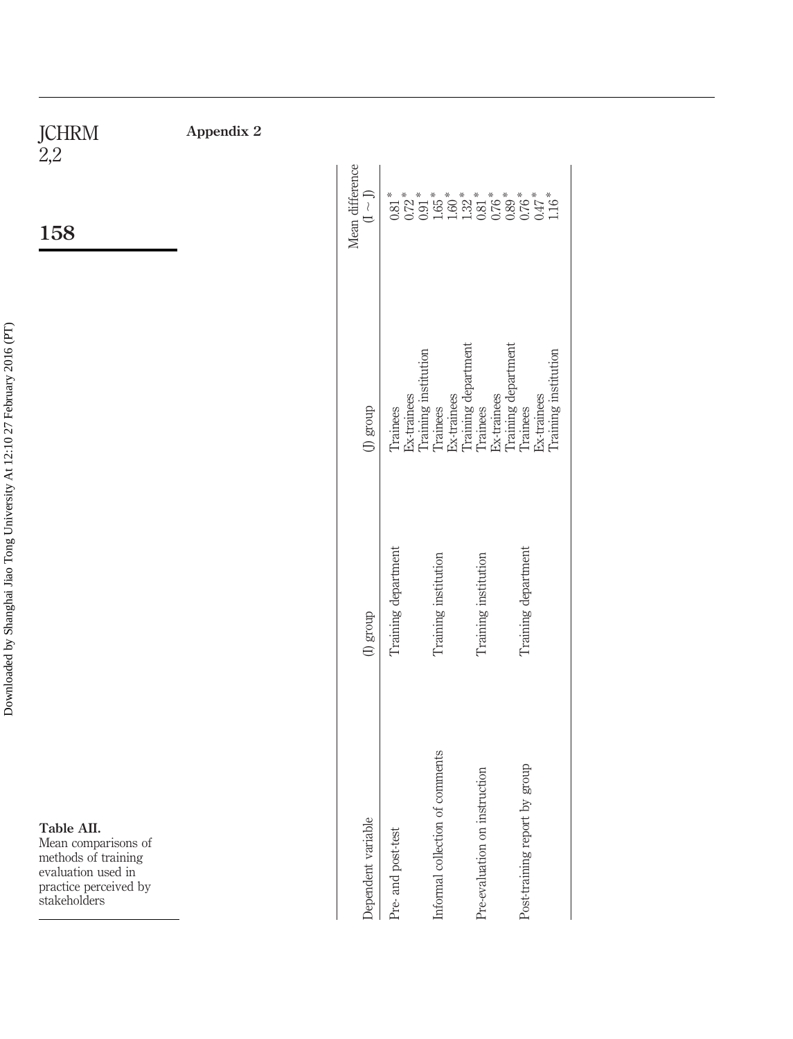## Appendix 2

**Table AII.** Mean comparisons of methods of training evaluation used in practice perceived by stakeholders

| Dependent variable | (I) group | (J) group | Mean difference (I ~ J) |
|---|---|---|---|
| Pre- and post-test | Training department | Trainees | 0.81* |
| | | Ex-trainees | 0.72* |
| | | Training institution | 0.91* |
| Informal collection of comments | Training institution | Trainees | 1.65* |
| | | Ex-trainees | 1.60* |
| | | Training department | 1.32* |
| Pre-evaluation on instruction | Training institution | Trainees | 0.81* |
| | | Ex-trainees | 0.76* |
| | | Training department | 0.89* |
| Post-training report by group | Training department | Trainees | 0.76* |
| | | Ex-trainees | 0.47* |
| | | Training institution | 1.16* |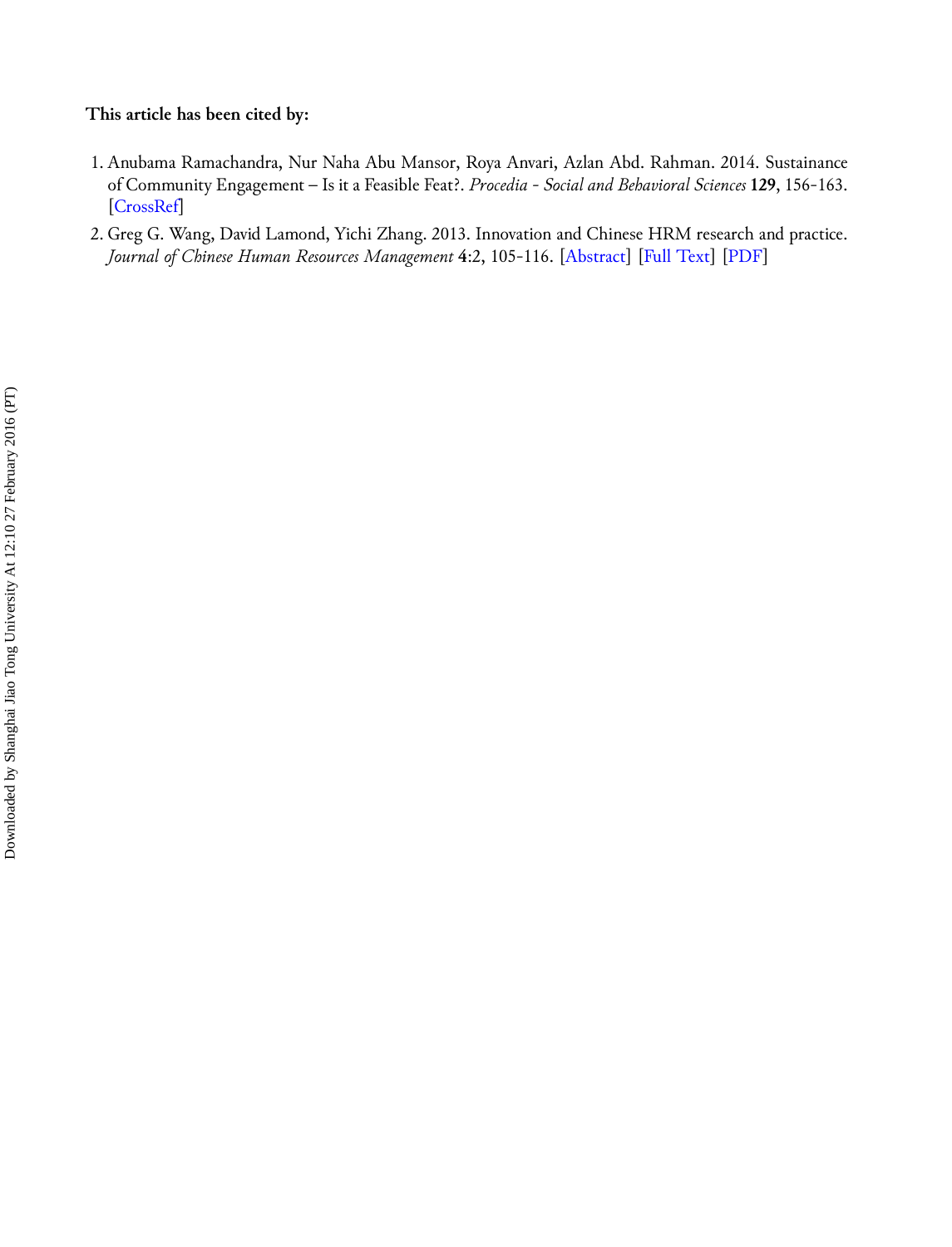**This article has been cited by:**

1. Anubama Ramachandra, Nur Naha Abu Mansor, Roya Anvari, Azlan Abd. Rahman. 2014. Sustainance of Community Engagement – Is it a Feasible Feat?. *Procedia - Social and Behavioral Sciences* **129**, 156-163. [CrossRef]
2. Greg G. Wang, David Lamond, Yichi Zhang. 2013. Innovation and Chinese HRM research and practice. *Journal of Chinese Human Resources Management* **4**:2, 105-116. [Abstract] [Full Text] [PDF]